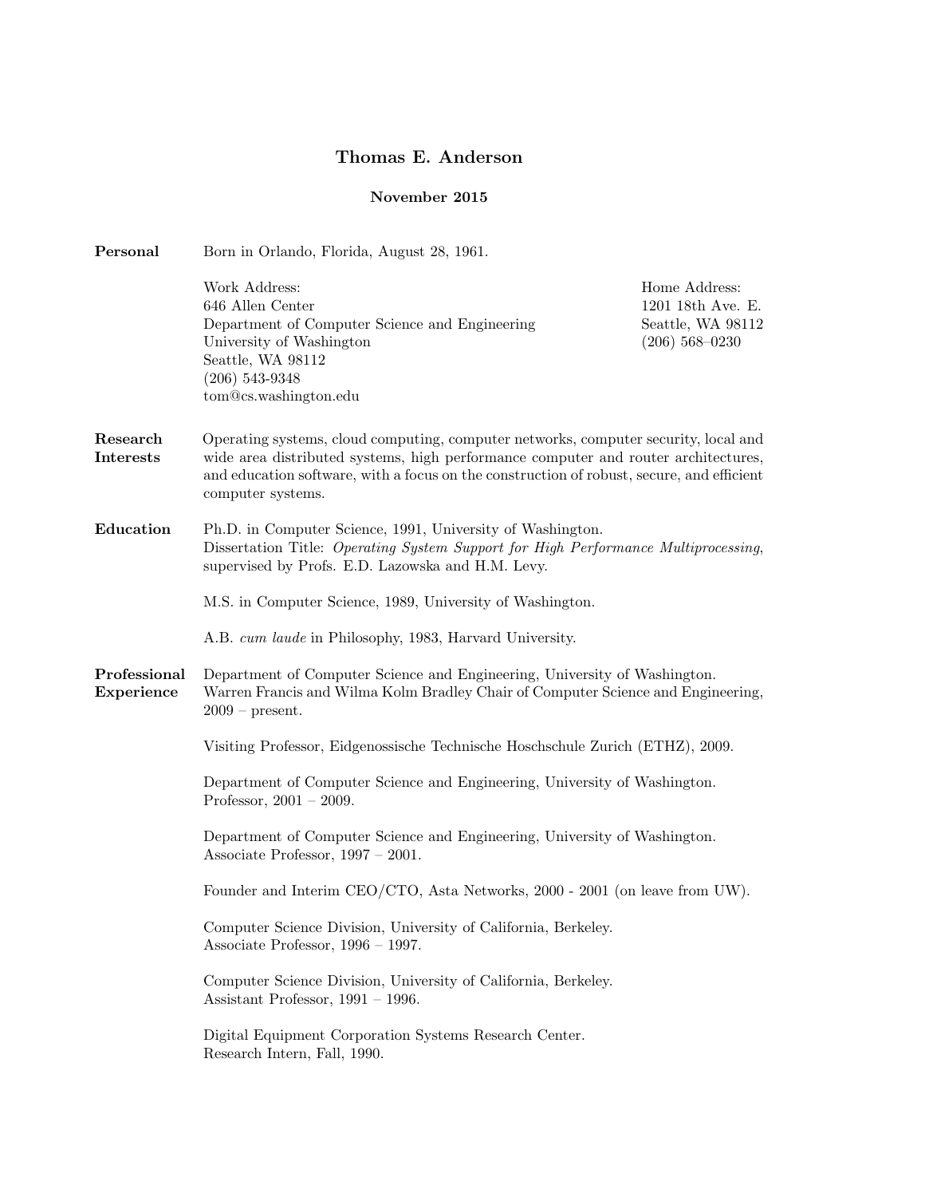# Thomas E. Anderson

**November 2015**

**Personal**

Born in Orlando, Florida, August 28, 1961.

Work Address:
646 Allen Center
Department of Computer Science and Engineering
University of Washington
Seattle, WA 98112
(206) 543-9348
tom@cs.washington.edu

Home Address:
1201 18th Ave. E.
Seattle, WA 98112
(206) 568–0230

**Research Interests**

Operating systems, cloud computing, computer networks, computer security, local and wide area distributed systems, high performance computer and router architectures, and education software, with a focus on the construction of robust, secure, and efficient computer systems.

**Education**

Ph.D. in Computer Science, 1991, University of Washington.
Dissertation Title: *Operating System Support for High Performance Multiprocessing*, supervised by Profs. E.D. Lazowska and H.M. Levy.

M.S. in Computer Science, 1989, University of Washington.

A.B. *cum laude* in Philosophy, 1983, Harvard University.

**Professional Experience**

Department of Computer Science and Engineering, University of Washington.
Warren Francis and Wilma Kolm Bradley Chair of Computer Science and Engineering, 2009 – present.

Visiting Professor, Eidgenossische Technische Hoschschule Zurich (ETHZ), 2009.

Department of Computer Science and Engineering, University of Washington.
Professor, 2001 – 2009.

Department of Computer Science and Engineering, University of Washington.
Associate Professor, 1997 – 2001.

Founder and Interim CEO/CTO, Asta Networks, 2000 - 2001 (on leave from UW).

Computer Science Division, University of California, Berkeley.
Associate Professor, 1996 – 1997.

Computer Science Division, University of California, Berkeley.
Assistant Professor, 1991 – 1996.

Digital Equipment Corporation Systems Research Center.
Research Intern, Fall, 1990.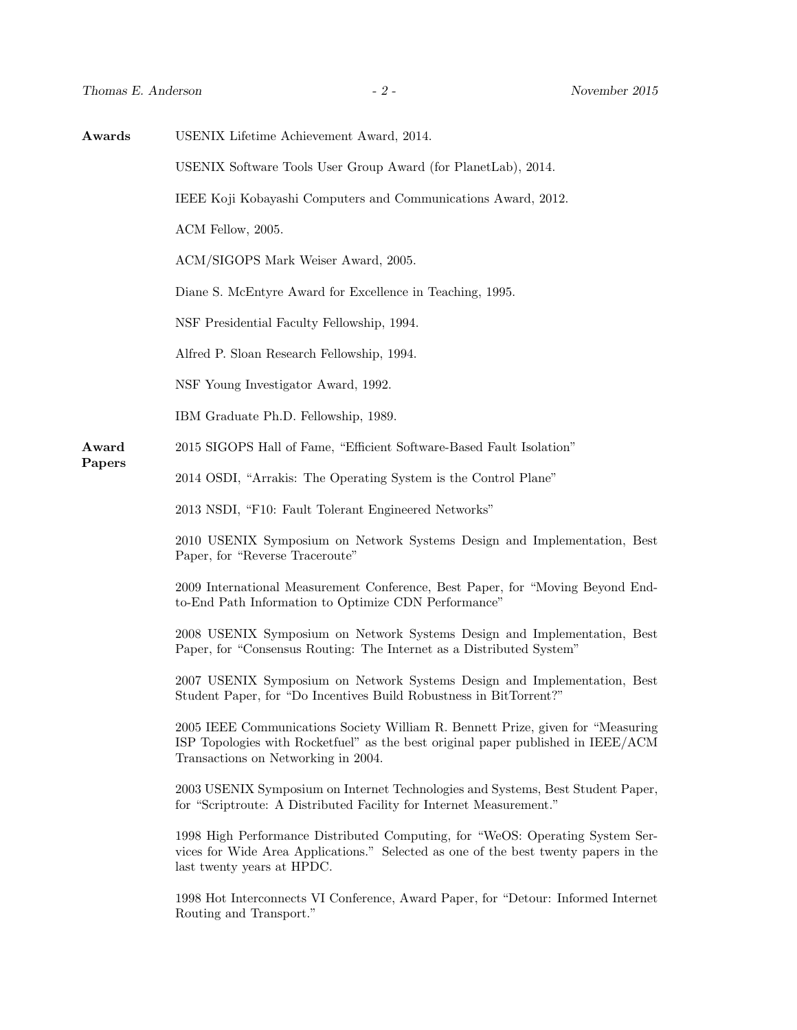**Awards**

USENIX Lifetime Achievement Award, 2014.

USENIX Software Tools User Group Award (for PlanetLab), 2014.

IEEE Koji Kobayashi Computers and Communications Award, 2012.

ACM Fellow, 2005.

ACM/SIGOPS Mark Weiser Award, 2005.

Diane S. McEntyre Award for Excellence in Teaching, 1995.

NSF Presidential Faculty Fellowship, 1994.

Alfred P. Sloan Research Fellowship, 1994.

NSF Young Investigator Award, 1992.

IBM Graduate Ph.D. Fellowship, 1989.

**Award Papers**

2015 SIGOPS Hall of Fame, "Efficient Software-Based Fault Isolation"

2014 OSDI, "Arrakis: The Operating System is the Control Plane"

2013 NSDI, "F10: Fault Tolerant Engineered Networks"

2010 USENIX Symposium on Network Systems Design and Implementation, Best Paper, for "Reverse Traceroute"

2009 International Measurement Conference, Best Paper, for "Moving Beyond End-to-End Path Information to Optimize CDN Performance"

2008 USENIX Symposium on Network Systems Design and Implementation, Best Paper, for "Consensus Routing: The Internet as a Distributed System"

2007 USENIX Symposium on Network Systems Design and Implementation, Best Student Paper, for "Do Incentives Build Robustness in BitTorrent?"

2005 IEEE Communications Society William R. Bennett Prize, given for "Measuring ISP Topologies with Rocketfuel" as the best original paper published in IEEE/ACM Transactions on Networking in 2004.

2003 USENIX Symposium on Internet Technologies and Systems, Best Student Paper, for "Scriptroute: A Distributed Facility for Internet Measurement."

1998 High Performance Distributed Computing, for "WeOS: Operating System Services for Wide Area Applications." Selected as one of the best twenty papers in the last twenty years at HPDC.

1998 Hot Interconnects VI Conference, Award Paper, for "Detour: Informed Internet Routing and Transport."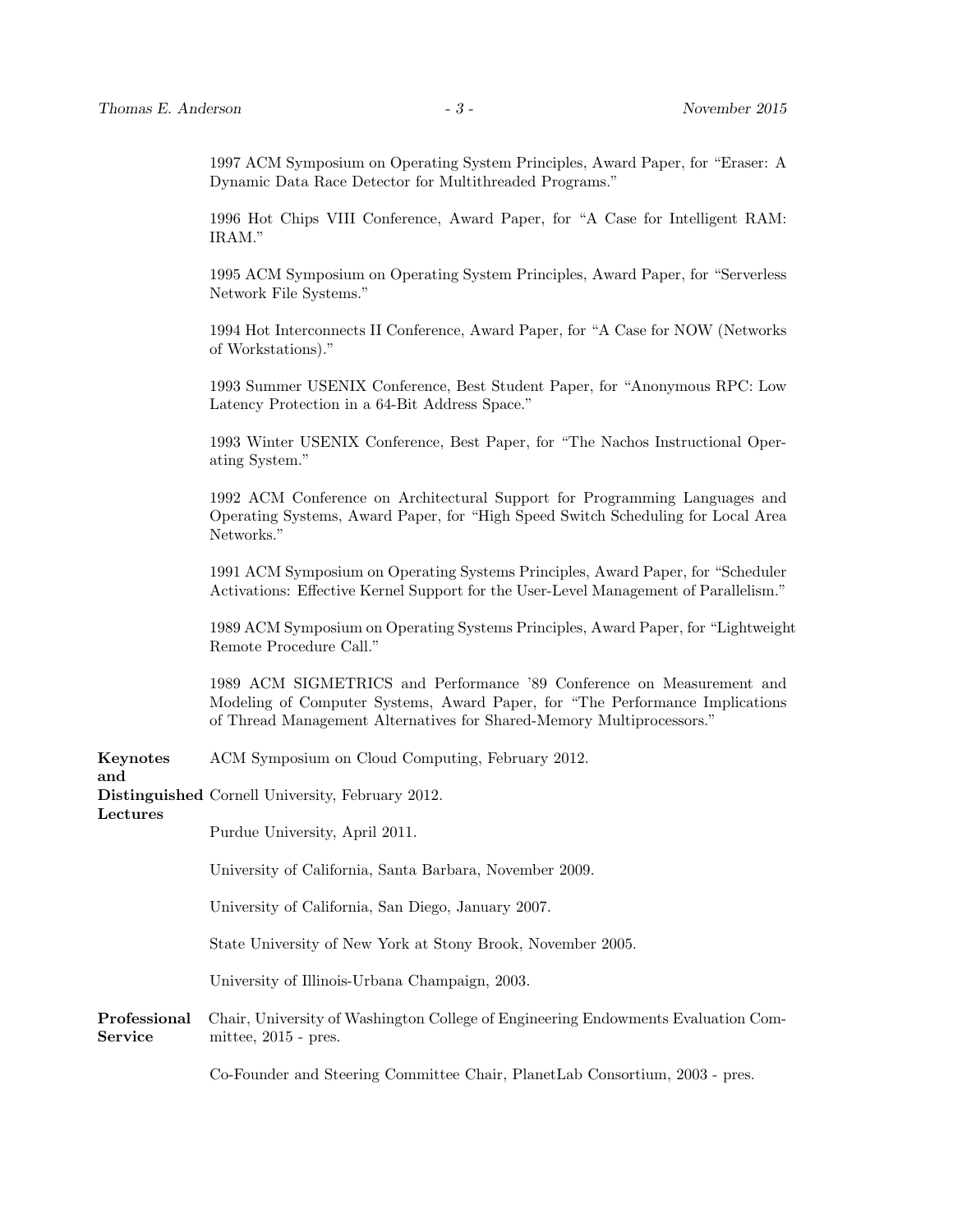1997 ACM Symposium on Operating System Principles, Award Paper, for "Eraser: A Dynamic Data Race Detector for Multithreaded Programs."

1996 Hot Chips VIII Conference, Award Paper, for "A Case for Intelligent RAM: IRAM."

1995 ACM Symposium on Operating System Principles, Award Paper, for "Serverless Network File Systems."

1994 Hot Interconnects II Conference, Award Paper, for "A Case for NOW (Networks of Workstations)."

1993 Summer USENIX Conference, Best Student Paper, for "Anonymous RPC: Low Latency Protection in a 64-Bit Address Space."

1993 Winter USENIX Conference, Best Paper, for "The Nachos Instructional Operating System."

1992 ACM Conference on Architectural Support for Programming Languages and Operating Systems, Award Paper, for "High Speed Switch Scheduling for Local Area Networks."

1991 ACM Symposium on Operating Systems Principles, Award Paper, for "Scheduler Activations: Effective Kernel Support for the User-Level Management of Parallelism."

1989 ACM Symposium on Operating Systems Principles, Award Paper, for "Lightweight Remote Procedure Call."

1989 ACM SIGMETRICS and Performance '89 Conference on Measurement and Modeling of Computer Systems, Award Paper, for "The Performance Implications of Thread Management Alternatives for Shared-Memory Multiprocessors."

**Keynotes and Distinguished Lectures**

ACM Symposium on Cloud Computing, February 2012.

Cornell University, February 2012.

Purdue University, April 2011.

University of California, Santa Barbara, November 2009.

University of California, San Diego, January 2007.

State University of New York at Stony Brook, November 2005.

University of Illinois-Urbana Champaign, 2003.

**Professional Service**

Chair, University of Washington College of Engineering Endowments Evaluation Committee, 2015 - pres.

Co-Founder and Steering Committee Chair, PlanetLab Consortium, 2003 - pres.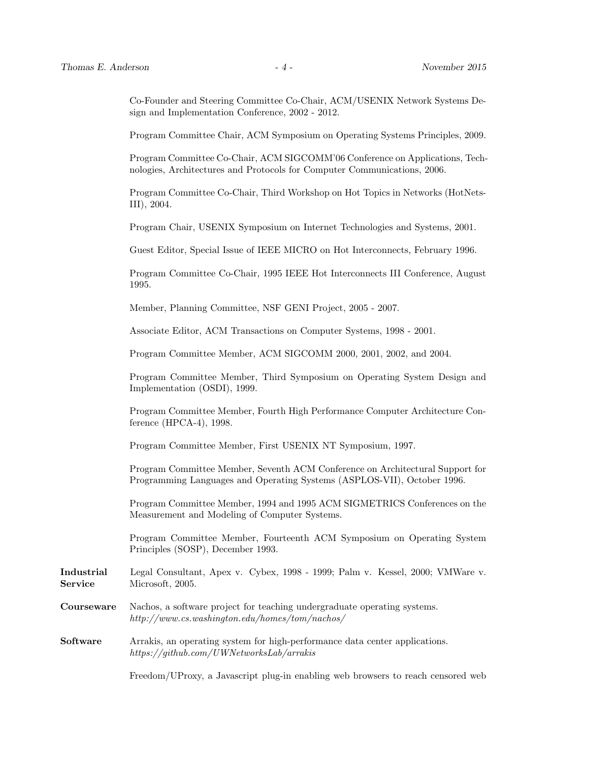Co-Founder and Steering Committee Co-Chair, ACM/USENIX Network Systems Design and Implementation Conference, 2002 - 2012.

Program Committee Chair, ACM Symposium on Operating Systems Principles, 2009.

Program Committee Co-Chair, ACM SIGCOMM'06 Conference on Applications, Technologies, Architectures and Protocols for Computer Communications, 2006.

Program Committee Co-Chair, Third Workshop on Hot Topics in Networks (HotNets-III), 2004.

Program Chair, USENIX Symposium on Internet Technologies and Systems, 2001.

Guest Editor, Special Issue of IEEE MICRO on Hot Interconnects, February 1996.

Program Committee Co-Chair, 1995 IEEE Hot Interconnects III Conference, August 1995.

Member, Planning Committee, NSF GENI Project, 2005 - 2007.

Associate Editor, ACM Transactions on Computer Systems, 1998 - 2001.

Program Committee Member, ACM SIGCOMM 2000, 2001, 2002, and 2004.

Program Committee Member, Third Symposium on Operating System Design and Implementation (OSDI), 1999.

Program Committee Member, Fourth High Performance Computer Architecture Conference (HPCA-4), 1998.

Program Committee Member, First USENIX NT Symposium, 1997.

Program Committee Member, Seventh ACM Conference on Architectural Support for Programming Languages and Operating Systems (ASPLOS-VII), October 1996.

Program Committee Member, 1994 and 1995 ACM SIGMETRICS Conferences on the Measurement and Modeling of Computer Systems.

Program Committee Member, Fourteenth ACM Symposium on Operating System Principles (SOSP), December 1993.

**Industrial Service**

Legal Consultant, Apex v. Cybex, 1998 - 1999; Palm v. Kessel, 2000; VMWare v. Microsoft, 2005.

**Courseware**

Nachos, a software project for teaching undergraduate operating systems.
*http://www.cs.washington.edu/homes/tom/nachos/*

**Software**

Arrakis, an operating system for high-performance data center applications.
*https://github.com/UWNetworksLab/arrakis*

Freedom/UProxy, a Javascript plug-in enabling web browsers to reach censored web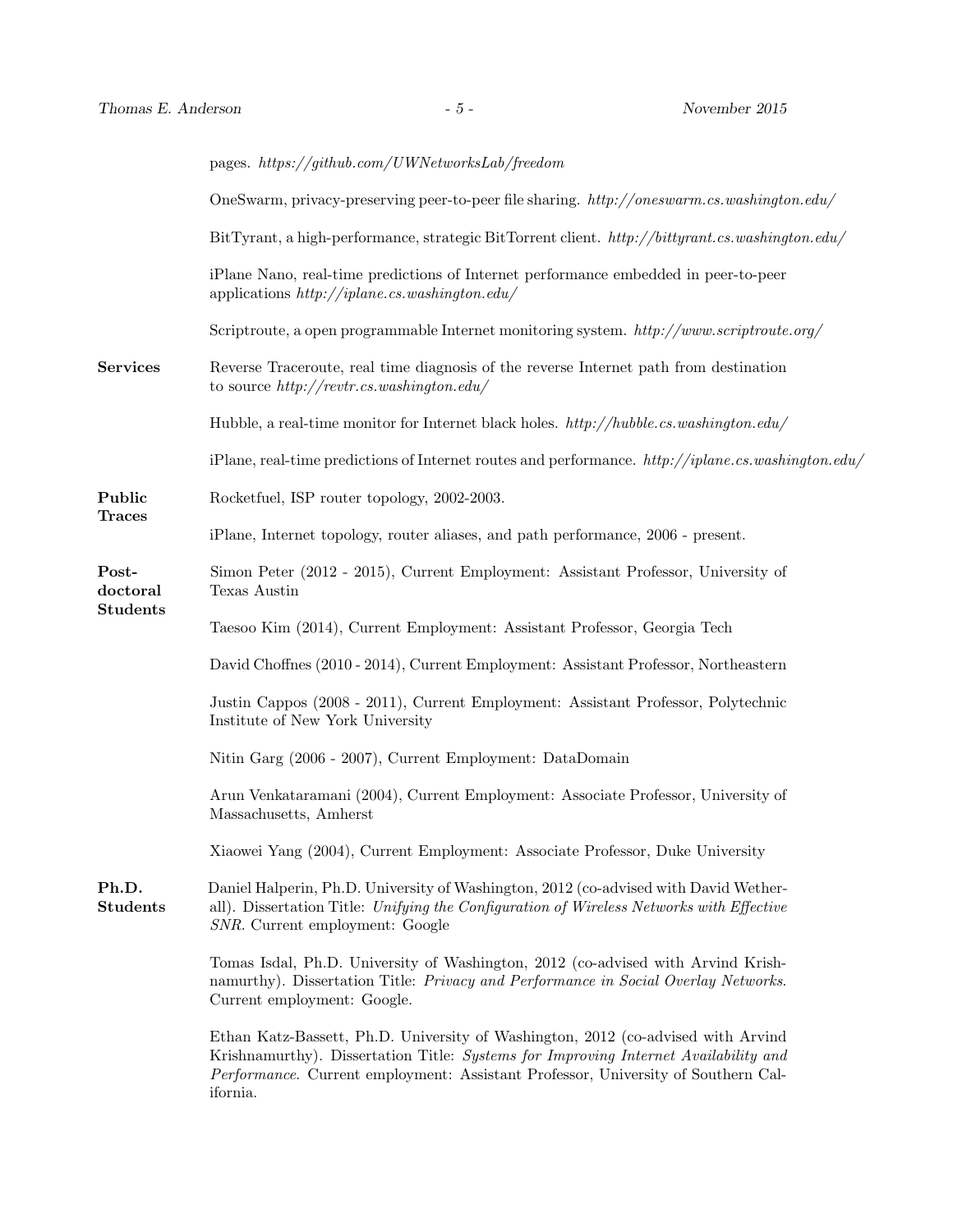pages. *https://github.com/UWNetworksLab/freedom*

OneSwarm, privacy-preserving peer-to-peer file sharing. *http://oneswarm.cs.washington.edu/*

BitTyrant, a high-performance, strategic BitTorrent client. *http://bittyrant.cs.washington.edu/*

iPlane Nano, real-time predictions of Internet performance embedded in peer-to-peer applications *http://iplane.cs.washington.edu/*

Scriptroute, a open programmable Internet monitoring system. *http://www.scriptroute.org/*

**Services**

Reverse Traceroute, real time diagnosis of the reverse Internet path from destination to source *http://revtr.cs.washington.edu/*

Hubble, a real-time monitor for Internet black holes. *http://hubble.cs.washington.edu/*

iPlane, real-time predictions of Internet routes and performance. *http://iplane.cs.washington.edu/*

**Public Traces**

Rocketfuel, ISP router topology, 2002-2003.

iPlane, Internet topology, router aliases, and path performance, 2006 - present.

**Post-doctoral Students**

Simon Peter (2012 - 2015), Current Employment: Assistant Professor, University of Texas Austin

Taesoo Kim (2014), Current Employment: Assistant Professor, Georgia Tech

David Choffnes (2010 - 2014), Current Employment: Assistant Professor, Northeastern

Justin Cappos (2008 - 2011), Current Employment: Assistant Professor, Polytechnic Institute of New York University

Nitin Garg (2006 - 2007), Current Employment: DataDomain

Arun Venkataramani (2004), Current Employment: Associate Professor, University of Massachusetts, Amherst

Xiaowei Yang (2004), Current Employment: Associate Professor, Duke University

**Ph.D. Students**

Daniel Halperin, Ph.D. University of Washington, 2012 (co-advised with David Wetherall). Dissertation Title: *Unifying the Configuration of Wireless Networks with Effective SNR*. Current employment: Google

Tomas Isdal, Ph.D. University of Washington, 2012 (co-advised with Arvind Krishnamurthy). Dissertation Title: *Privacy and Performance in Social Overlay Networks*. Current employment: Google.

Ethan Katz-Bassett, Ph.D. University of Washington, 2012 (co-advised with Arvind Krishnamurthy). Dissertation Title: *Systems for Improving Internet Availability and Performance*. Current employment: Assistant Professor, University of Southern California.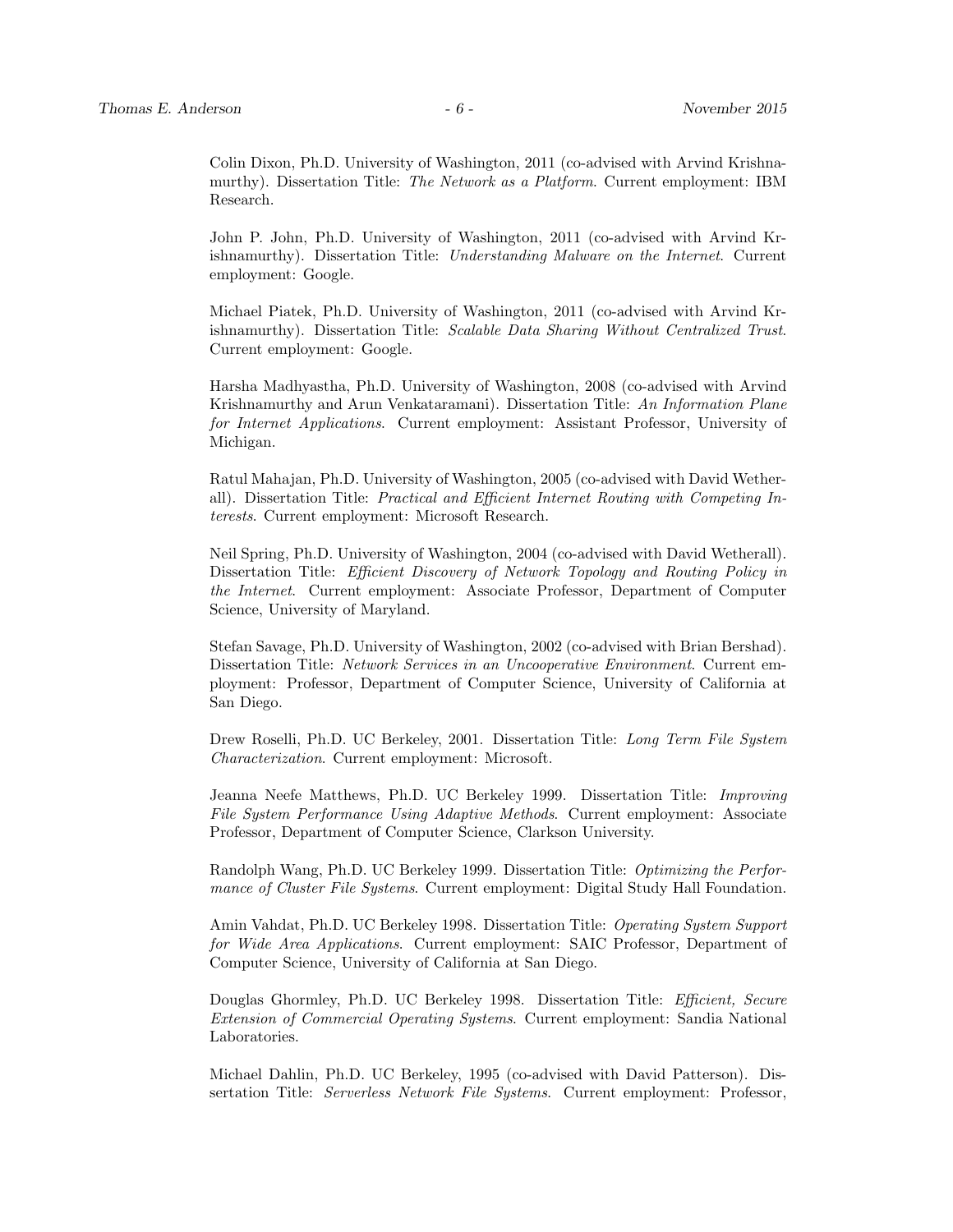Colin Dixon, Ph.D. University of Washington, 2011 (co-advised with Arvind Krishnamurthy). Dissertation Title: *The Network as a Platform*. Current employment: IBM Research.

John P. John, Ph.D. University of Washington, 2011 (co-advised with Arvind Krishnamurthy). Dissertation Title: *Understanding Malware on the Internet*. Current employment: Google.

Michael Piatek, Ph.D. University of Washington, 2011 (co-advised with Arvind Krishnamurthy). Dissertation Title: *Scalable Data Sharing Without Centralized Trust*. Current employment: Google.

Harsha Madhyastha, Ph.D. University of Washington, 2008 (co-advised with Arvind Krishnamurthy and Arun Venkataramani). Dissertation Title: *An Information Plane for Internet Applications*. Current employment: Assistant Professor, University of Michigan.

Ratul Mahajan, Ph.D. University of Washington, 2005 (co-advised with David Wetherall). Dissertation Title: *Practical and Efficient Internet Routing with Competing Interests*. Current employment: Microsoft Research.

Neil Spring, Ph.D. University of Washington, 2004 (co-advised with David Wetherall). Dissertation Title: *Efficient Discovery of Network Topology and Routing Policy in the Internet*. Current employment: Associate Professor, Department of Computer Science, University of Maryland.

Stefan Savage, Ph.D. University of Washington, 2002 (co-advised with Brian Bershad). Dissertation Title: *Network Services in an Uncooperative Environment*. Current employment: Professor, Department of Computer Science, University of California at San Diego.

Drew Roselli, Ph.D. UC Berkeley, 2001. Dissertation Title: *Long Term File System Characterization*. Current employment: Microsoft.

Jeanna Neefe Matthews, Ph.D. UC Berkeley 1999. Dissertation Title: *Improving File System Performance Using Adaptive Methods*. Current employment: Associate Professor, Department of Computer Science, Clarkson University.

Randolph Wang, Ph.D. UC Berkeley 1999. Dissertation Title: *Optimizing the Performance of Cluster File Systems*. Current employment: Digital Study Hall Foundation.

Amin Vahdat, Ph.D. UC Berkeley 1998. Dissertation Title: *Operating System Support for Wide Area Applications*. Current employment: SAIC Professor, Department of Computer Science, University of California at San Diego.

Douglas Ghormley, Ph.D. UC Berkeley 1998. Dissertation Title: *Efficient, Secure Extension of Commercial Operating Systems*. Current employment: Sandia National Laboratories.

Michael Dahlin, Ph.D. UC Berkeley, 1995 (co-advised with David Patterson). Dissertation Title: *Serverless Network File Systems*. Current employment: Professor,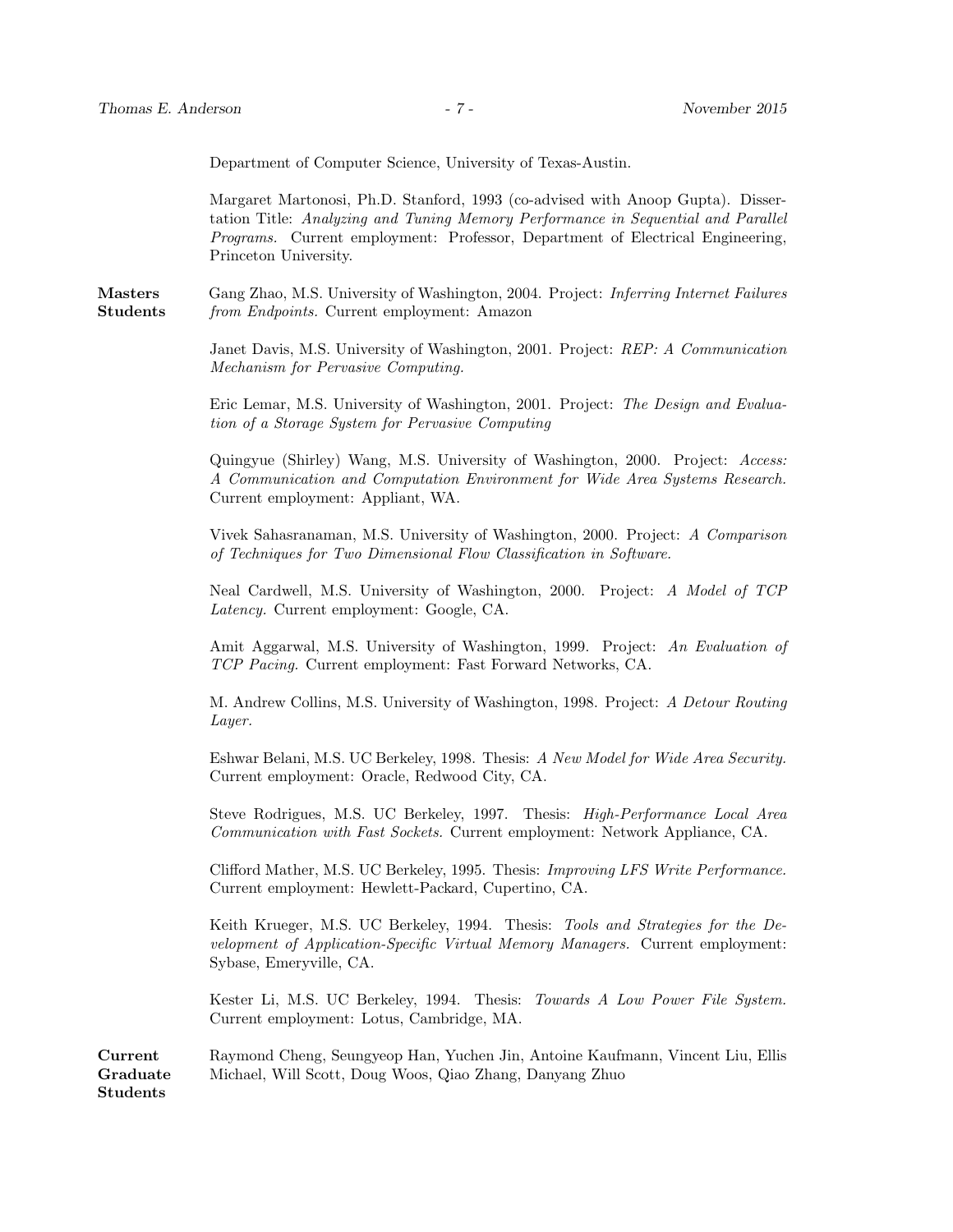Department of Computer Science, University of Texas-Austin.

Margaret Martonosi, Ph.D. Stanford, 1993 (co-advised with Anoop Gupta). Dissertation Title: *Analyzing and Tuning Memory Performance in Sequential and Parallel Programs.* Current employment: Professor, Department of Electrical Engineering, Princeton University.

**Masters Students**

Gang Zhao, M.S. University of Washington, 2004. Project: *Inferring Internet Failures from Endpoints.* Current employment: Amazon

Janet Davis, M.S. University of Washington, 2001. Project: *REP: A Communication Mechanism for Pervasive Computing.*

Eric Lemar, M.S. University of Washington, 2001. Project: *The Design and Evaluation of a Storage System for Pervasive Computing*

Quingyue (Shirley) Wang, M.S. University of Washington, 2000. Project: *Access: A Communication and Computation Environment for Wide Area Systems Research.* Current employment: Appliant, WA.

Vivek Sahasranaman, M.S. University of Washington, 2000. Project: *A Comparison of Techniques for Two Dimensional Flow Classification in Software.*

Neal Cardwell, M.S. University of Washington, 2000. Project: *A Model of TCP Latency.* Current employment: Google, CA.

Amit Aggarwal, M.S. University of Washington, 1999. Project: *An Evaluation of TCP Pacing.* Current employment: Fast Forward Networks, CA.

M. Andrew Collins, M.S. University of Washington, 1998. Project: *A Detour Routing Layer.*

Eshwar Belani, M.S. UC Berkeley, 1998. Thesis: *A New Model for Wide Area Security.* Current employment: Oracle, Redwood City, CA.

Steve Rodrigues, M.S. UC Berkeley, 1997. Thesis: *High-Performance Local Area Communication with Fast Sockets.* Current employment: Network Appliance, CA.

Clifford Mather, M.S. UC Berkeley, 1995. Thesis: *Improving LFS Write Performance.* Current employment: Hewlett-Packard, Cupertino, CA.

Keith Krueger, M.S. UC Berkeley, 1994. Thesis: *Tools and Strategies for the Development of Application-Specific Virtual Memory Managers.* Current employment: Sybase, Emeryville, CA.

Kester Li, M.S. UC Berkeley, 1994. Thesis: *Towards A Low Power File System.* Current employment: Lotus, Cambridge, MA.

**Current Graduate Students**

Raymond Cheng, Seungyeop Han, Yuchen Jin, Antoine Kaufmann, Vincent Liu, Ellis Michael, Will Scott, Doug Woos, Qiao Zhang, Danyang Zhuo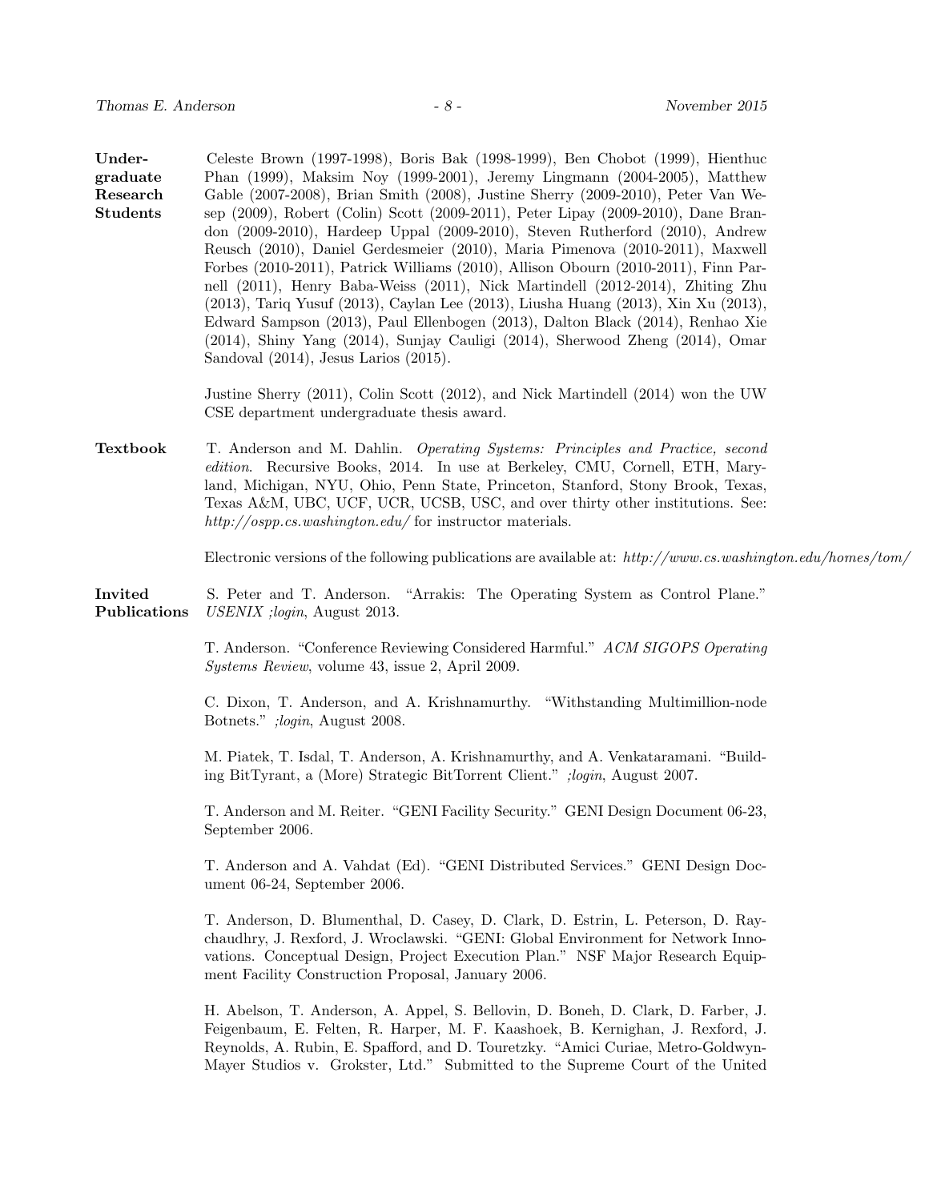**Undergraduate Research Students**

Celeste Brown (1997-1998), Boris Bak (1998-1999), Ben Chobot (1999), Hienthuc Phan (1999), Maksim Noy (1999-2001), Jeremy Lingmann (2004-2005), Matthew Gable (2007-2008), Brian Smith (2008), Justine Sherry (2009-2010), Peter Van Wesep (2009), Robert (Colin) Scott (2009-2011), Peter Lipay (2009-2010), Dane Brandon (2009-2010), Hardeep Uppal (2009-2010), Steven Rutherford (2010), Andrew Reusch (2010), Daniel Gerdesmeier (2010), Maria Pimenova (2010-2011), Maxwell Forbes (2010-2011), Patrick Williams (2010), Allison Obourn (2010-2011), Finn Parnell (2011), Henry Baba-Weiss (2011), Nick Martindell (2012-2014), Zhiting Zhu (2013), Tariq Yusuf (2013), Caylan Lee (2013), Liusha Huang (2013), Xin Xu (2013), Edward Sampson (2013), Paul Ellenbogen (2013), Dalton Black (2014), Renhao Xie (2014), Shiny Yang (2014), Sunjay Cauligi (2014), Sherwood Zheng (2014), Omar Sandoval (2014), Jesus Larios (2015).

Justine Sherry (2011), Colin Scott (2012), and Nick Martindell (2014) won the UW CSE department undergraduate thesis award.

**Textbook**

T. Anderson and M. Dahlin. *Operating Systems: Principles and Practice, second edition*. Recursive Books, 2014. In use at Berkeley, CMU, Cornell, ETH, Maryland, Michigan, NYU, Ohio, Penn State, Princeton, Stanford, Stony Brook, Texas, Texas A&M, UBC, UCF, UCR, UCSB, USC, and over thirty other institutions. See: *http://ospp.cs.washington.edu/* for instructor materials.

Electronic versions of the following publications are available at: *http://www.cs.washington.edu/homes/tom/*

**Invited Publications**

S. Peter and T. Anderson. "Arrakis: The Operating System as Control Plane." *USENIX ;login*, August 2013.

T. Anderson. "Conference Reviewing Considered Harmful." *ACM SIGOPS Operating Systems Review*, volume 43, issue 2, April 2009.

C. Dixon, T. Anderson, and A. Krishnamurthy. "Withstanding Multimillion-node Botnets." *;login*, August 2008.

M. Piatek, T. Isdal, T. Anderson, A. Krishnamurthy, and A. Venkataramani. "Building BitTyrant, a (More) Strategic BitTorrent Client." *;login*, August 2007.

T. Anderson and M. Reiter. "GENI Facility Security." GENI Design Document 06-23, September 2006.

T. Anderson and A. Vahdat (Ed). "GENI Distributed Services." GENI Design Document 06-24, September 2006.

T. Anderson, D. Blumenthal, D. Casey, D. Clark, D. Estrin, L. Peterson, D. Raychaudhry, J. Rexford, J. Wroclawski. "GENI: Global Environment for Network Innovations. Conceptual Design, Project Execution Plan." NSF Major Research Equipment Facility Construction Proposal, January 2006.

H. Abelson, T. Anderson, A. Appel, S. Bellovin, D. Boneh, D. Clark, D. Farber, J. Feigenbaum, E. Felten, R. Harper, M. F. Kaashoek, B. Kernighan, J. Rexford, J. Reynolds, A. Rubin, E. Spafford, and D. Touretzky. "Amici Curiae, Metro-Goldwyn-Mayer Studios v. Grokster, Ltd." Submitted to the Supreme Court of the United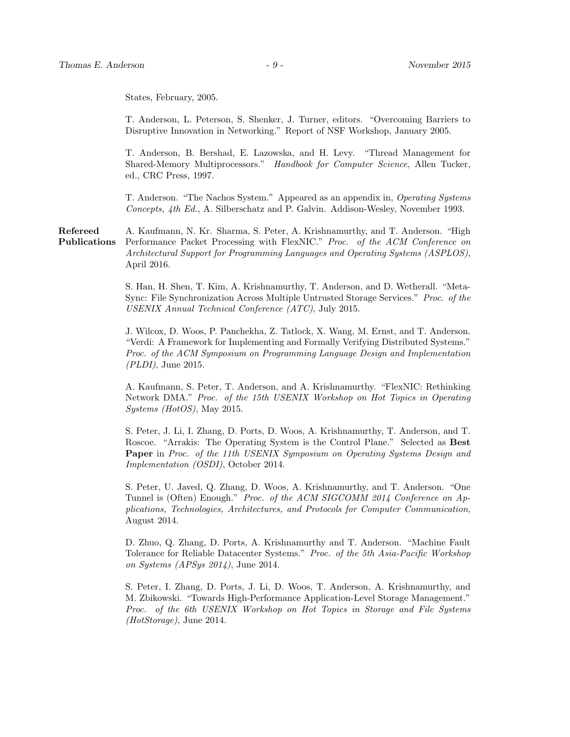States, February, 2005.

T. Anderson, L. Peterson, S. Shenker, J. Turner, editors. "Overcoming Barriers to Disruptive Innovation in Networking." Report of NSF Workshop, January 2005.

T. Anderson, B. Bershad, E. Lazowska, and H. Levy. "Thread Management for Shared-Memory Multiprocessors." *Handbook for Computer Science*, Allen Tucker, ed., CRC Press, 1997.

T. Anderson. "The Nachos System." Appeared as an appendix in, *Operating Systems Concepts, 4th Ed.*, A. Silberschatz and P. Galvin. Addison-Wesley, November 1993.

**Refereed Publications**

A. Kaufmann, N. Kr. Sharma, S. Peter, A. Krishnamurthy, and T. Anderson. "High Performance Packet Processing with FlexNIC." *Proc. of the ACM Conference on Architectural Support for Programming Languages and Operating Systems (ASPLOS)*, April 2016.

S. Han, H. Shen, T. Kim, A. Krishnamurthy, T. Anderson, and D. Wetherall. "Meta-Sync: File Synchronization Across Multiple Untrusted Storage Services." *Proc. of the USENIX Annual Technical Conference (ATC)*, July 2015.

J. Wilcox, D. Woos, P. Panchekha, Z. Tatlock, X. Wang, M. Ernst, and T. Anderson. "Verdi: A Framework for Implementing and Formally Verifying Distributed Systems." *Proc. of the ACM Symposium on Programming Language Design and Implementation (PLDI)*, June 2015.

A. Kaufmann, S. Peter, T. Anderson, and A. Krishnamurthy. "FlexNIC: Rethinking Network DMA." *Proc. of the 15th USENIX Workshop on Hot Topics in Operating Systems (HotOS)*, May 2015.

S. Peter, J. Li, I. Zhang, D. Ports, D. Woos, A. Krishnamurthy, T. Anderson, and T. Roscoe. "Arrakis: The Operating System is the Control Plane." Selected as **Best Paper** in *Proc. of the 11th USENIX Symposium on Operating Systems Design and Implementation (OSDI)*, October 2014.

S. Peter, U. Javed, Q. Zhang, D. Woos, A. Krishnamurthy, and T. Anderson. "One Tunnel is (Often) Enough." *Proc. of the ACM SIGCOMM 2014 Conference on Applications, Technologies, Architectures, and Protocols for Computer Communication*, August 2014.

D. Zhuo, Q. Zhang, D. Ports, A. Krishnamurthy and T. Anderson. "Machine Fault Tolerance for Reliable Datacenter Systems." *Proc. of the 5th Asia-Pacific Workshop on Systems (APSys 2014)*, June 2014.

S. Peter, I. Zhang, D. Ports, J. Li, D. Woos, T. Anderson, A. Krishnamurthy, and M. Zbikowski. "Towards High-Performance Application-Level Storage Management." *Proc. of the 6th USENIX Workshop on Hot Topics in Storage and File Systems (HotStorage)*, June 2014.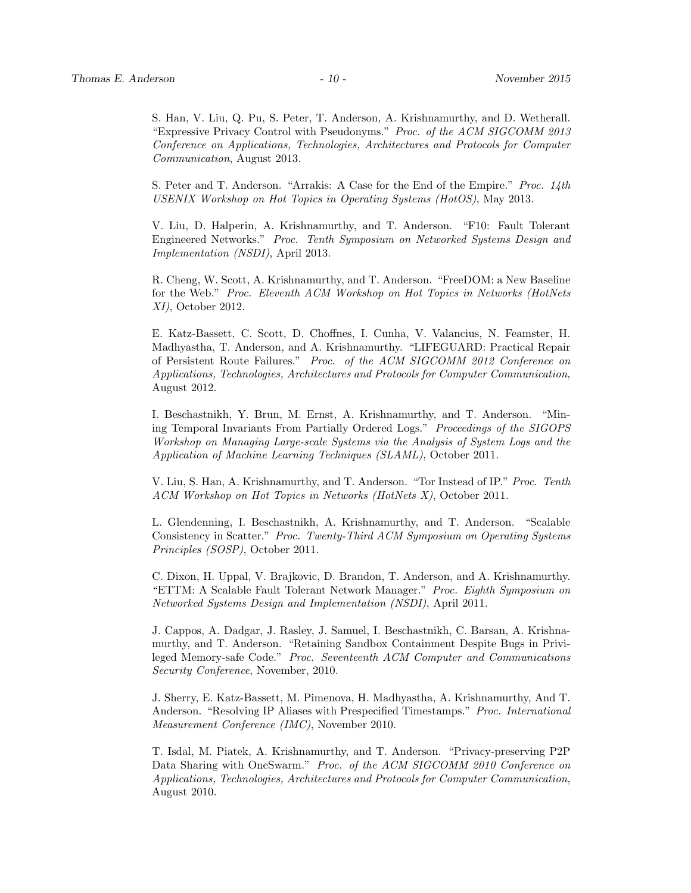S. Han, V. Liu, Q. Pu, S. Peter, T. Anderson, A. Krishnamurthy, and D. Wetherall. "Expressive Privacy Control with Pseudonyms." *Proc. of the ACM SIGCOMM 2013 Conference on Applications, Technologies, Architectures and Protocols for Computer Communication*, August 2013.

S. Peter and T. Anderson. "Arrakis: A Case for the End of the Empire." *Proc. 14th USENIX Workshop on Hot Topics in Operating Systems (HotOS)*, May 2013.

V. Liu, D. Halperin, A. Krishnamurthy, and T. Anderson. "F10: Fault Tolerant Engineered Networks." *Proc. Tenth Symposium on Networked Systems Design and Implementation (NSDI)*, April 2013.

R. Cheng, W. Scott, A. Krishnamurthy, and T. Anderson. "FreeDOM: a New Baseline for the Web." *Proc. Eleventh ACM Workshop on Hot Topics in Networks (HotNets XI)*, October 2012.

E. Katz-Bassett, C. Scott, D. Choffnes, I. Cunha, V. Valancius, N. Feamster, H. Madhyastha, T. Anderson, and A. Krishnamurthy. "LIFEGUARD: Practical Repair of Persistent Route Failures." *Proc. of the ACM SIGCOMM 2012 Conference on Applications, Technologies, Architectures and Protocols for Computer Communication*, August 2012.

I. Beschastnikh, Y. Brun, M. Ernst, A. Krishnamurthy, and T. Anderson. "Mining Temporal Invariants From Partially Ordered Logs." *Proceedings of the SIGOPS Workshop on Managing Large-scale Systems via the Analysis of System Logs and the Application of Machine Learning Techniques (SLAML)*, October 2011.

V. Liu, S. Han, A. Krishnamurthy, and T. Anderson. "Tor Instead of IP." *Proc. Tenth ACM Workshop on Hot Topics in Networks (HotNets X)*, October 2011.

L. Glendenning, I. Beschastnikh, A. Krishnamurthy, and T. Anderson. "Scalable Consistency in Scatter." *Proc. Twenty-Third ACM Symposium on Operating Systems Principles (SOSP)*, October 2011.

C. Dixon, H. Uppal, V. Brajkovic, D. Brandon, T. Anderson, and A. Krishnamurthy. "ETTM: A Scalable Fault Tolerant Network Manager." *Proc. Eighth Symposium on Networked Systems Design and Implementation (NSDI)*, April 2011.

J. Cappos, A. Dadgar, J. Rasley, J. Samuel, I. Beschastnikh, C. Barsan, A. Krishnamurthy, and T. Anderson. "Retaining Sandbox Containment Despite Bugs in Privileged Memory-safe Code." *Proc. Seventeenth ACM Computer and Communications Security Conference*, November, 2010.

J. Sherry, E. Katz-Bassett, M. Pimenova, H. Madhyastha, A. Krishnamurthy, And T. Anderson. "Resolving IP Aliases with Prespecified Timestamps." *Proc. International Measurement Conference (IMC)*, November 2010.

T. Isdal, M. Piatek, A. Krishnamurthy, and T. Anderson. "Privacy-preserving P2P Data Sharing with OneSwarm." *Proc. of the ACM SIGCOMM 2010 Conference on Applications, Technologies, Architectures and Protocols for Computer Communication*, August 2010.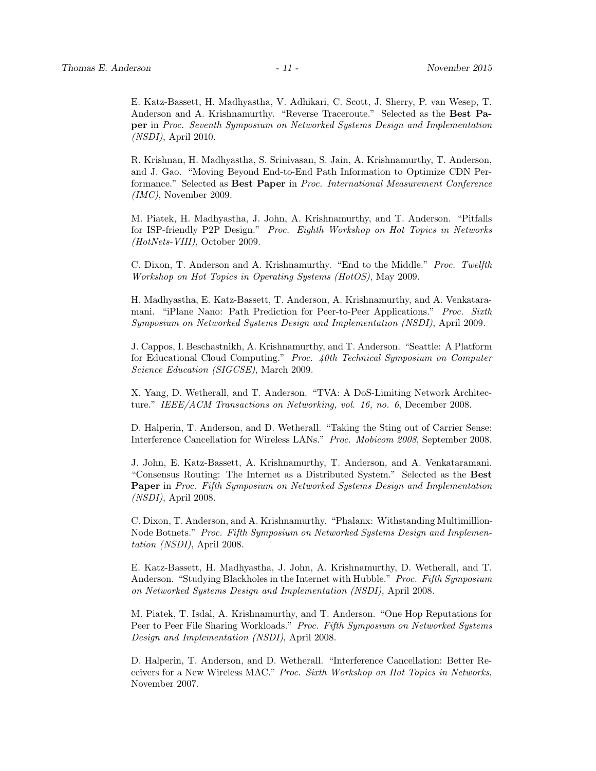E. Katz-Bassett, H. Madhyastha, V. Adhikari, C. Scott, J. Sherry, P. van Wesep, T. Anderson and A. Krishnamurthy. "Reverse Traceroute." Selected as the **Best Paper** in *Proc. Seventh Symposium on Networked Systems Design and Implementation (NSDI)*, April 2010.

R. Krishnan, H. Madhyastha, S. Srinivasan, S. Jain, A. Krishnamurthy, T. Anderson, and J. Gao. "Moving Beyond End-to-End Path Information to Optimize CDN Performance." Selected as **Best Paper** in *Proc. International Measurement Conference (IMC)*, November 2009.

M. Piatek, H. Madhyastha, J. John, A. Krishnamurthy, and T. Anderson. "Pitfalls for ISP-friendly P2P Design." *Proc. Eighth Workshop on Hot Topics in Networks (HotNets-VIII)*, October 2009.

C. Dixon, T. Anderson and A. Krishnamurthy. "End to the Middle." *Proc. Twelfth Workshop on Hot Topics in Operating Systems (HotOS)*, May 2009.

H. Madhyastha, E. Katz-Bassett, T. Anderson, A. Krishnamurthy, and A. Venkataramani. "iPlane Nano: Path Prediction for Peer-to-Peer Applications." *Proc. Sixth Symposium on Networked Systems Design and Implementation (NSDI)*, April 2009.

J. Cappos, I. Beschastnikh, A. Krishnamurthy, and T. Anderson. "Seattle: A Platform for Educational Cloud Computing." *Proc. 40th Technical Symposium on Computer Science Education (SIGCSE)*, March 2009.

X. Yang, D. Wetherall, and T. Anderson. "TVA: A DoS-Limiting Network Architecture." *IEEE/ACM Transactions on Networking, vol. 16, no. 6*, December 2008.

D. Halperin, T. Anderson, and D. Wetherall. "Taking the Sting out of Carrier Sense: Interference Cancellation for Wireless LANs." *Proc. Mobicom 2008*, September 2008.

J. John, E. Katz-Bassett, A. Krishnamurthy, T. Anderson, and A. Venkataramani. "Consensus Routing: The Internet as a Distributed System." Selected as the **Best Paper** in *Proc. Fifth Symposium on Networked Systems Design and Implementation (NSDI)*, April 2008.

C. Dixon, T. Anderson, and A. Krishnamurthy. "Phalanx: Withstanding Multimillion-Node Botnets." *Proc. Fifth Symposium on Networked Systems Design and Implementation (NSDI)*, April 2008.

E. Katz-Bassett, H. Madhyastha, J. John, A. Krishnamurthy, D. Wetherall, and T. Anderson. "Studying Blackholes in the Internet with Hubble." *Proc. Fifth Symposium on Networked Systems Design and Implementation (NSDI)*, April 2008.

M. Piatek, T. Isdal, A. Krishnamurthy, and T. Anderson. "One Hop Reputations for Peer to Peer File Sharing Workloads." *Proc. Fifth Symposium on Networked Systems Design and Implementation (NSDI)*, April 2008.

D. Halperin, T. Anderson, and D. Wetherall. "Interference Cancellation: Better Receivers for a New Wireless MAC." *Proc. Sixth Workshop on Hot Topics in Networks*, November 2007.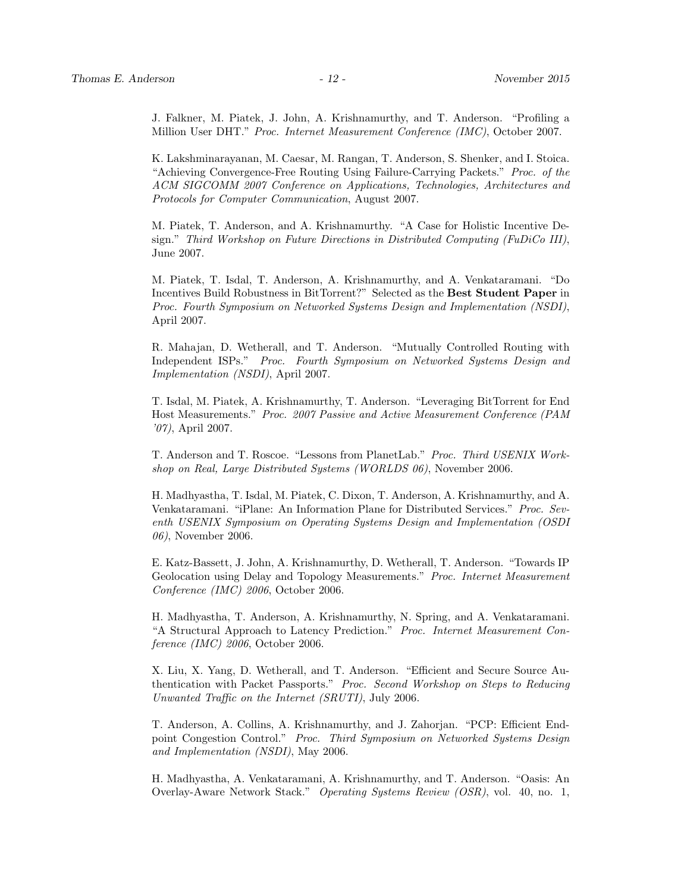J. Falkner, M. Piatek, J. John, A. Krishnamurthy, and T. Anderson. "Profiling a Million User DHT." *Proc. Internet Measurement Conference (IMC)*, October 2007.

K. Lakshminarayanan, M. Caesar, M. Rangan, T. Anderson, S. Shenker, and I. Stoica. "Achieving Convergence-Free Routing Using Failure-Carrying Packets." *Proc. of the ACM SIGCOMM 2007 Conference on Applications, Technologies, Architectures and Protocols for Computer Communication*, August 2007.

M. Piatek, T. Anderson, and A. Krishnamurthy. "A Case for Holistic Incentive Design." *Third Workshop on Future Directions in Distributed Computing (FuDiCo III)*, June 2007.

M. Piatek, T. Isdal, T. Anderson, A. Krishnamurthy, and A. Venkataramani. "Do Incentives Build Robustness in BitTorrent?" Selected as the **Best Student Paper** in *Proc. Fourth Symposium on Networked Systems Design and Implementation (NSDI)*, April 2007.

R. Mahajan, D. Wetherall, and T. Anderson. "Mutually Controlled Routing with Independent ISPs." *Proc. Fourth Symposium on Networked Systems Design and Implementation (NSDI)*, April 2007.

T. Isdal, M. Piatek, A. Krishnamurthy, T. Anderson. "Leveraging BitTorrent for End Host Measurements." *Proc. 2007 Passive and Active Measurement Conference (PAM '07)*, April 2007.

T. Anderson and T. Roscoe. "Lessons from PlanetLab." *Proc. Third USENIX Workshop on Real, Large Distributed Systems (WORLDS 06)*, November 2006.

H. Madhyastha, T. Isdal, M. Piatek, C. Dixon, T. Anderson, A. Krishnamurthy, and A. Venkataramani. "iPlane: An Information Plane for Distributed Services." *Proc. Seventh USENIX Symposium on Operating Systems Design and Implementation (OSDI 06)*, November 2006.

E. Katz-Bassett, J. John, A. Krishnamurthy, D. Wetherall, T. Anderson. "Towards IP Geolocation using Delay and Topology Measurements." *Proc. Internet Measurement Conference (IMC) 2006*, October 2006.

H. Madhyastha, T. Anderson, A. Krishnamurthy, N. Spring, and A. Venkataramani. "A Structural Approach to Latency Prediction." *Proc. Internet Measurement Conference (IMC) 2006*, October 2006.

X. Liu, X. Yang, D. Wetherall, and T. Anderson. "Efficient and Secure Source Authentication with Packet Passports." *Proc. Second Workshop on Steps to Reducing Unwanted Traffic on the Internet (SRUTI)*, July 2006.

T. Anderson, A. Collins, A. Krishnamurthy, and J. Zahorjan. "PCP: Efficient Endpoint Congestion Control." *Proc. Third Symposium on Networked Systems Design and Implementation (NSDI)*, May 2006.

H. Madhyastha, A. Venkataramani, A. Krishnamurthy, and T. Anderson. "Oasis: An Overlay-Aware Network Stack." *Operating Systems Review (OSR)*, vol. 40, no. 1,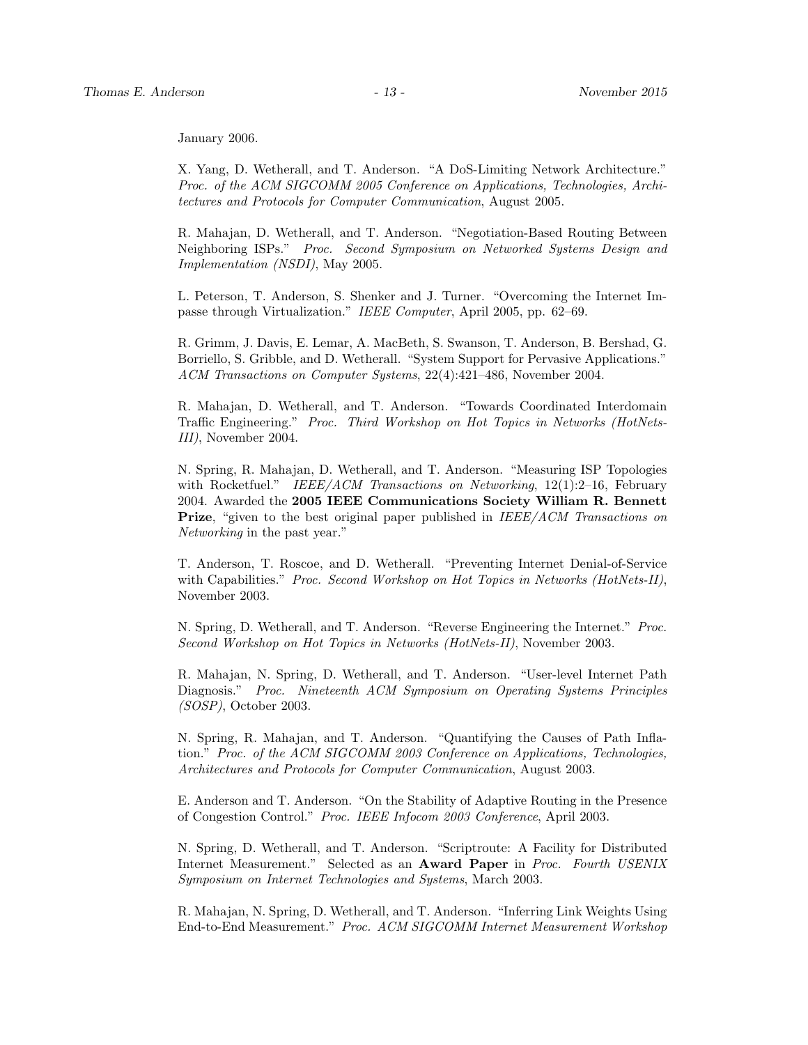January 2006.

X. Yang, D. Wetherall, and T. Anderson. "A DoS-Limiting Network Architecture." *Proc. of the ACM SIGCOMM 2005 Conference on Applications, Technologies, Architectures and Protocols for Computer Communication*, August 2005.

R. Mahajan, D. Wetherall, and T. Anderson. "Negotiation-Based Routing Between Neighboring ISPs." *Proc. Second Symposium on Networked Systems Design and Implementation (NSDI)*, May 2005.

L. Peterson, T. Anderson, S. Shenker and J. Turner. "Overcoming the Internet Impasse through Virtualization." *IEEE Computer*, April 2005, pp. 62–69.

R. Grimm, J. Davis, E. Lemar, A. MacBeth, S. Swanson, T. Anderson, B. Bershad, G. Borriello, S. Gribble, and D. Wetherall. "System Support for Pervasive Applications." *ACM Transactions on Computer Systems*, 22(4):421–486, November 2004.

R. Mahajan, D. Wetherall, and T. Anderson. "Towards Coordinated Interdomain Traffic Engineering." *Proc. Third Workshop on Hot Topics in Networks (HotNets-III)*, November 2004.

N. Spring, R. Mahajan, D. Wetherall, and T. Anderson. "Measuring ISP Topologies with Rocketfuel." *IEEE/ACM Transactions on Networking*, 12(1):2–16, February 2004. Awarded the **2005 IEEE Communications Society William R. Bennett Prize**, "given to the best original paper published in *IEEE/ACM Transactions on Networking* in the past year."

T. Anderson, T. Roscoe, and D. Wetherall. "Preventing Internet Denial-of-Service with Capabilities." *Proc. Second Workshop on Hot Topics in Networks (HotNets-II)*, November 2003.

N. Spring, D. Wetherall, and T. Anderson. "Reverse Engineering the Internet." *Proc. Second Workshop on Hot Topics in Networks (HotNets-II)*, November 2003.

R. Mahajan, N. Spring, D. Wetherall, and T. Anderson. "User-level Internet Path Diagnosis." *Proc. Nineteenth ACM Symposium on Operating Systems Principles (SOSP)*, October 2003.

N. Spring, R. Mahajan, and T. Anderson. "Quantifying the Causes of Path Inflation." *Proc. of the ACM SIGCOMM 2003 Conference on Applications, Technologies, Architectures and Protocols for Computer Communication*, August 2003.

E. Anderson and T. Anderson. "On the Stability of Adaptive Routing in the Presence of Congestion Control." *Proc. IEEE Infocom 2003 Conference*, April 2003.

N. Spring, D. Wetherall, and T. Anderson. "Scriptroute: A Facility for Distributed Internet Measurement." Selected as an **Award Paper** in *Proc. Fourth USENIX Symposium on Internet Technologies and Systems*, March 2003.

R. Mahajan, N. Spring, D. Wetherall, and T. Anderson. "Inferring Link Weights Using End-to-End Measurement." *Proc. ACM SIGCOMM Internet Measurement Workshop*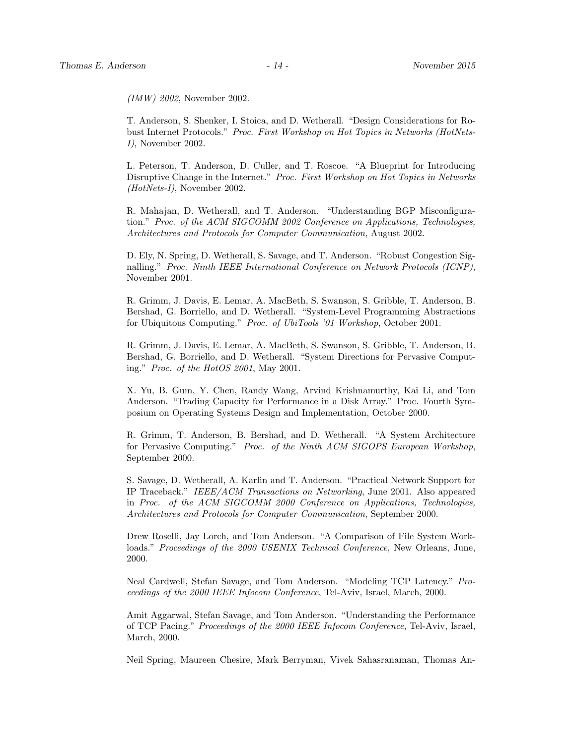*(IMW) 2002*, November 2002.

T. Anderson, S. Shenker, I. Stoica, and D. Wetherall. "Design Considerations for Robust Internet Protocols." *Proc. First Workshop on Hot Topics in Networks (HotNets-I)*, November 2002.

L. Peterson, T. Anderson, D. Culler, and T. Roscoe. "A Blueprint for Introducing Disruptive Change in the Internet." *Proc. First Workshop on Hot Topics in Networks (HotNets-I)*, November 2002.

R. Mahajan, D. Wetherall, and T. Anderson. "Understanding BGP Misconfiguration." *Proc. of the ACM SIGCOMM 2002 Conference on Applications, Technologies, Architectures and Protocols for Computer Communication*, August 2002.

D. Ely, N. Spring, D. Wetherall, S. Savage, and T. Anderson. "Robust Congestion Signalling." *Proc. Ninth IEEE International Conference on Network Protocols (ICNP)*, November 2001.

R. Grimm, J. Davis, E. Lemar, A. MacBeth, S. Swanson, S. Gribble, T. Anderson, B. Bershad, G. Borriello, and D. Wetherall. "System-Level Programming Abstractions for Ubiquitous Computing." *Proc. of UbiTools '01 Workshop*, October 2001.

R. Grimm, J. Davis, E. Lemar, A. MacBeth, S. Swanson, S. Gribble, T. Anderson, B. Bershad, G. Borriello, and D. Wetherall. "System Directions for Pervasive Computing." *Proc. of the HotOS 2001*, May 2001.

X. Yu, B. Gum, Y. Chen, Randy Wang, Arvind Krishnamurthy, Kai Li, and Tom Anderson. "Trading Capacity for Performance in a Disk Array." Proc. Fourth Symposium on Operating Systems Design and Implementation, October 2000.

R. Grimm, T. Anderson, B. Bershad, and D. Wetherall. "A System Architecture for Pervasive Computing." *Proc. of the Ninth ACM SIGOPS European Workshop*, September 2000.

S. Savage, D. Wetherall, A. Karlin and T. Anderson. "Practical Network Support for IP Traceback." *IEEE/ACM Transactions on Networking*, June 2001. Also appeared in *Proc. of the ACM SIGCOMM 2000 Conference on Applications, Technologies, Architectures and Protocols for Computer Communication*, September 2000.

Drew Roselli, Jay Lorch, and Tom Anderson. "A Comparison of File System Workloads." *Proceedings of the 2000 USENIX Technical Conference*, New Orleans, June, 2000.

Neal Cardwell, Stefan Savage, and Tom Anderson. "Modeling TCP Latency." *Proceedings of the 2000 IEEE Infocom Conference*, Tel-Aviv, Israel, March, 2000.

Amit Aggarwal, Stefan Savage, and Tom Anderson. "Understanding the Performance of TCP Pacing." *Proceedings of the 2000 IEEE Infocom Conference*, Tel-Aviv, Israel, March, 2000.

Neil Spring, Maureen Chesire, Mark Berryman, Vivek Sahasranaman, Thomas An-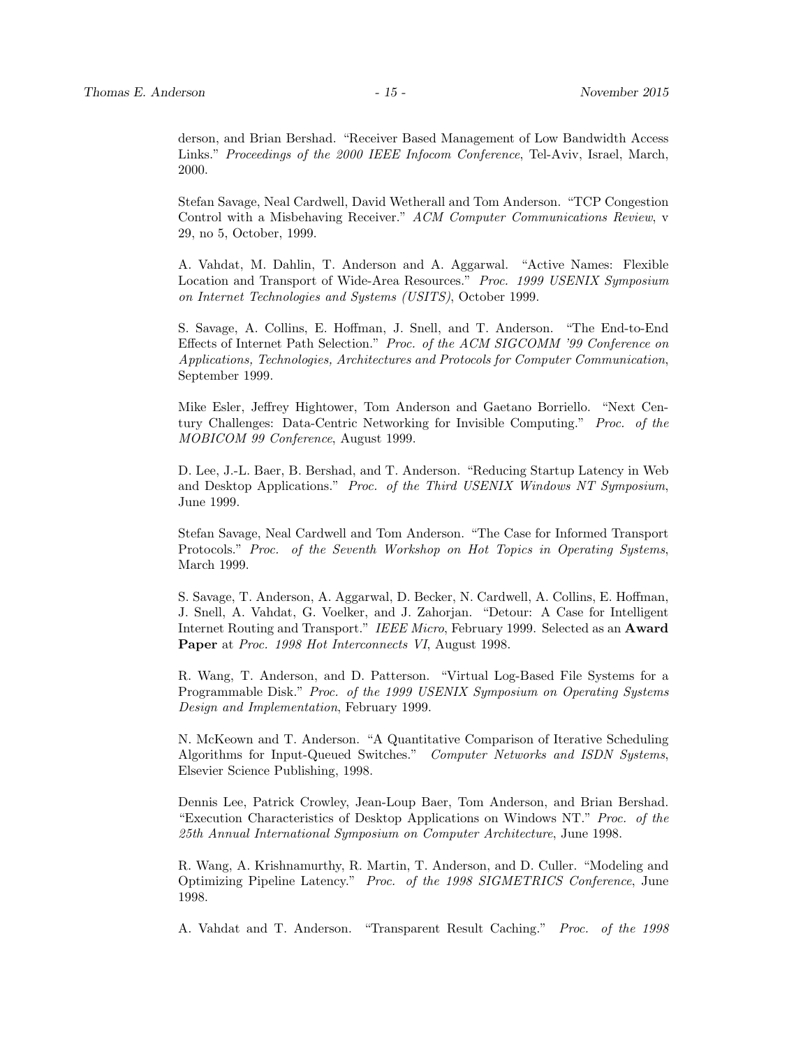derson, and Brian Bershad. "Receiver Based Management of Low Bandwidth Access Links." *Proceedings of the 2000 IEEE Infocom Conference*, Tel-Aviv, Israel, March, 2000.

Stefan Savage, Neal Cardwell, David Wetherall and Tom Anderson. "TCP Congestion Control with a Misbehaving Receiver." *ACM Computer Communications Review*, v 29, no 5, October, 1999.

A. Vahdat, M. Dahlin, T. Anderson and A. Aggarwal. "Active Names: Flexible Location and Transport of Wide-Area Resources." *Proc. 1999 USENIX Symposium on Internet Technologies and Systems (USITS)*, October 1999.

S. Savage, A. Collins, E. Hoffman, J. Snell, and T. Anderson. "The End-to-End Effects of Internet Path Selection." *Proc. of the ACM SIGCOMM '99 Conference on Applications, Technologies, Architectures and Protocols for Computer Communication*, September 1999.

Mike Esler, Jeffrey Hightower, Tom Anderson and Gaetano Borriello. "Next Century Challenges: Data-Centric Networking for Invisible Computing." *Proc. of the MOBICOM 99 Conference*, August 1999.

D. Lee, J.-L. Baer, B. Bershad, and T. Anderson. "Reducing Startup Latency in Web and Desktop Applications." *Proc. of the Third USENIX Windows NT Symposium*, June 1999.

Stefan Savage, Neal Cardwell and Tom Anderson. "The Case for Informed Transport Protocols." *Proc. of the Seventh Workshop on Hot Topics in Operating Systems*, March 1999.

S. Savage, T. Anderson, A. Aggarwal, D. Becker, N. Cardwell, A. Collins, E. Hoffman, J. Snell, A. Vahdat, G. Voelker, and J. Zahorjan. "Detour: A Case for Intelligent Internet Routing and Transport." *IEEE Micro*, February 1999. Selected as an **Award Paper** at *Proc. 1998 Hot Interconnects VI*, August 1998.

R. Wang, T. Anderson, and D. Patterson. "Virtual Log-Based File Systems for a Programmable Disk." *Proc. of the 1999 USENIX Symposium on Operating Systems Design and Implementation*, February 1999.

N. McKeown and T. Anderson. "A Quantitative Comparison of Iterative Scheduling Algorithms for Input-Queued Switches." *Computer Networks and ISDN Systems*, Elsevier Science Publishing, 1998.

Dennis Lee, Patrick Crowley, Jean-Loup Baer, Tom Anderson, and Brian Bershad. "Execution Characteristics of Desktop Applications on Windows NT." *Proc. of the 25th Annual International Symposium on Computer Architecture*, June 1998.

R. Wang, A. Krishnamurthy, R. Martin, T. Anderson, and D. Culler. "Modeling and Optimizing Pipeline Latency." *Proc. of the 1998 SIGMETRICS Conference*, June 1998.

A. Vahdat and T. Anderson. "Transparent Result Caching." *Proc. of the 1998*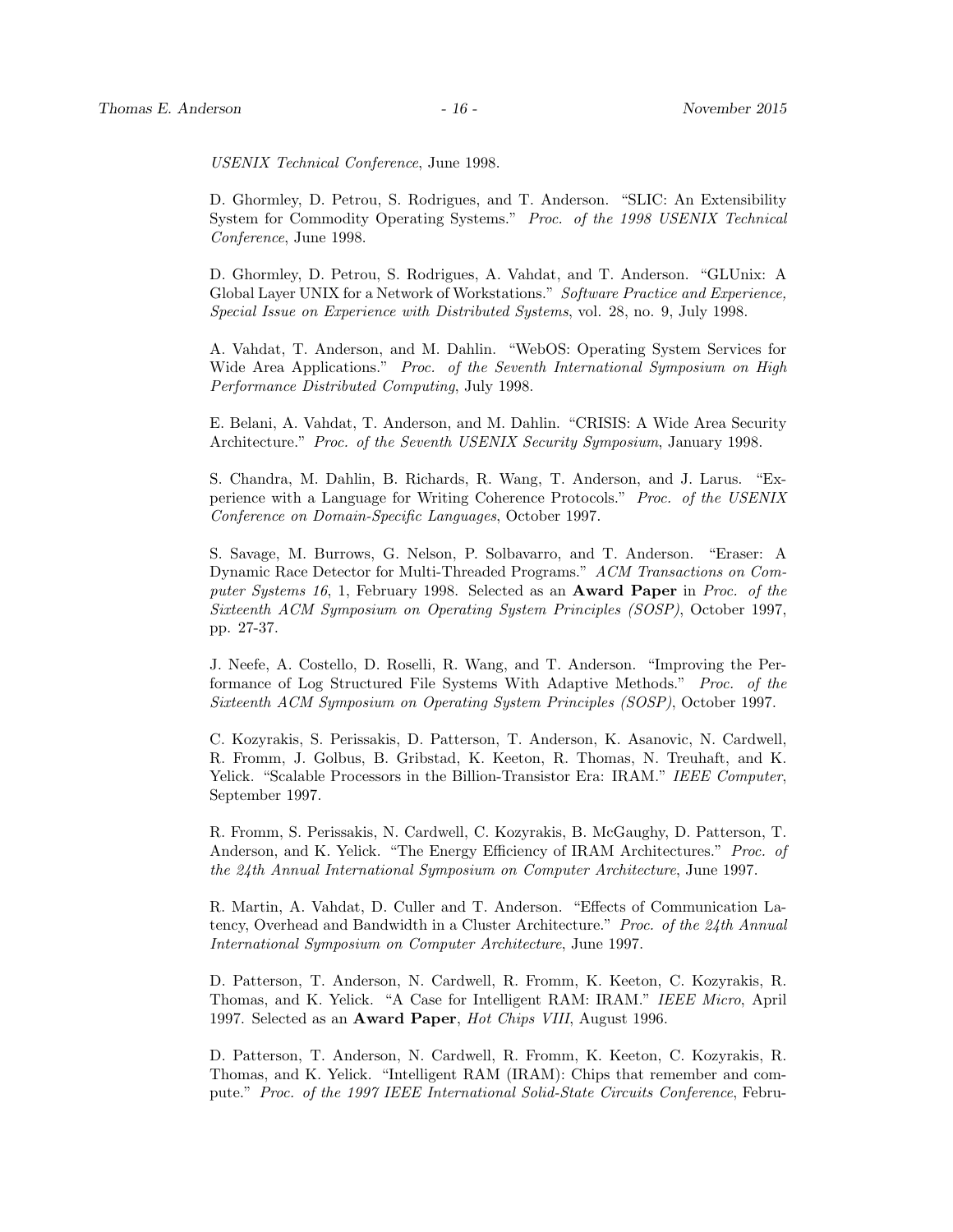*USENIX Technical Conference*, June 1998.

D. Ghormley, D. Petrou, S. Rodrigues, and T. Anderson. "SLIC: An Extensibility System for Commodity Operating Systems." *Proc. of the 1998 USENIX Technical Conference*, June 1998.

D. Ghormley, D. Petrou, S. Rodrigues, A. Vahdat, and T. Anderson. "GLUnix: A Global Layer UNIX for a Network of Workstations." *Software Practice and Experience, Special Issue on Experience with Distributed Systems*, vol. 28, no. 9, July 1998.

A. Vahdat, T. Anderson, and M. Dahlin. "WebOS: Operating System Services for Wide Area Applications." *Proc. of the Seventh International Symposium on High Performance Distributed Computing*, July 1998.

E. Belani, A. Vahdat, T. Anderson, and M. Dahlin. "CRISIS: A Wide Area Security Architecture." *Proc. of the Seventh USENIX Security Symposium*, January 1998.

S. Chandra, M. Dahlin, B. Richards, R. Wang, T. Anderson, and J. Larus. "Experience with a Language for Writing Coherence Protocols." *Proc. of the USENIX Conference on Domain-Specific Languages*, October 1997.

S. Savage, M. Burrows, G. Nelson, P. Solbavarro, and T. Anderson. "Eraser: A Dynamic Race Detector for Multi-Threaded Programs." *ACM Transactions on Computer Systems 16*, 1, February 1998. Selected as an **Award Paper** in *Proc. of the Sixteenth ACM Symposium on Operating System Principles (SOSP)*, October 1997, pp. 27-37.

J. Neefe, A. Costello, D. Roselli, R. Wang, and T. Anderson. "Improving the Performance of Log Structured File Systems With Adaptive Methods." *Proc. of the Sixteenth ACM Symposium on Operating System Principles (SOSP)*, October 1997.

C. Kozyrakis, S. Perissakis, D. Patterson, T. Anderson, K. Asanovic, N. Cardwell, R. Fromm, J. Golbus, B. Gribstad, K. Keeton, R. Thomas, N. Treuhaft, and K. Yelick. "Scalable Processors in the Billion-Transistor Era: IRAM." *IEEE Computer*, September 1997.

R. Fromm, S. Perissakis, N. Cardwell, C. Kozyrakis, B. McGaughy, D. Patterson, T. Anderson, and K. Yelick. "The Energy Efficiency of IRAM Architectures." *Proc. of the 24th Annual International Symposium on Computer Architecture*, June 1997.

R. Martin, A. Vahdat, D. Culler and T. Anderson. "Effects of Communication Latency, Overhead and Bandwidth in a Cluster Architecture." *Proc. of the 24th Annual International Symposium on Computer Architecture*, June 1997.

D. Patterson, T. Anderson, N. Cardwell, R. Fromm, K. Keeton, C. Kozyrakis, R. Thomas, and K. Yelick. "A Case for Intelligent RAM: IRAM." *IEEE Micro*, April 1997. Selected as an **Award Paper**, *Hot Chips VIII*, August 1996.

D. Patterson, T. Anderson, N. Cardwell, R. Fromm, K. Keeton, C. Kozyrakis, R. Thomas, and K. Yelick. "Intelligent RAM (IRAM): Chips that remember and compute." *Proc. of the 1997 IEEE International Solid-State Circuits Conference*, Febru-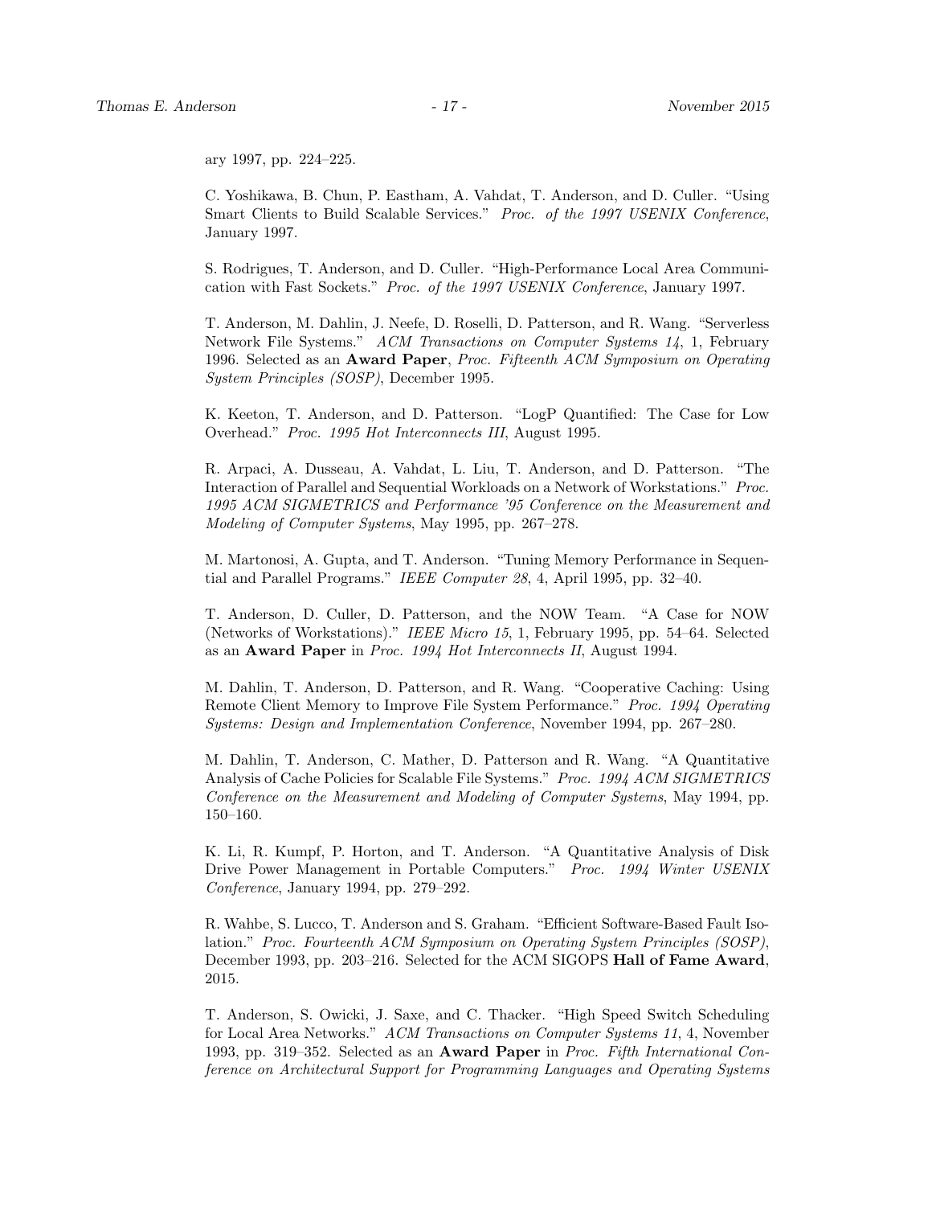ary 1997, pp. 224–225.

C. Yoshikawa, B. Chun, P. Eastham, A. Vahdat, T. Anderson, and D. Culler. "Using Smart Clients to Build Scalable Services." *Proc. of the 1997 USENIX Conference*, January 1997.

S. Rodrigues, T. Anderson, and D. Culler. "High-Performance Local Area Communication with Fast Sockets." *Proc. of the 1997 USENIX Conference*, January 1997.

T. Anderson, M. Dahlin, J. Neefe, D. Roselli, D. Patterson, and R. Wang. "Serverless Network File Systems." *ACM Transactions on Computer Systems 14*, 1, February 1996. Selected as an **Award Paper**, *Proc. Fifteenth ACM Symposium on Operating System Principles (SOSP)*, December 1995.

K. Keeton, T. Anderson, and D. Patterson. "LogP Quantified: The Case for Low Overhead." *Proc. 1995 Hot Interconnects III*, August 1995.

R. Arpaci, A. Dusseau, A. Vahdat, L. Liu, T. Anderson, and D. Patterson. "The Interaction of Parallel and Sequential Workloads on a Network of Workstations." *Proc. 1995 ACM SIGMETRICS and Performance '95 Conference on the Measurement and Modeling of Computer Systems*, May 1995, pp. 267–278.

M. Martonosi, A. Gupta, and T. Anderson. "Tuning Memory Performance in Sequential and Parallel Programs." *IEEE Computer 28*, 4, April 1995, pp. 32–40.

T. Anderson, D. Culler, D. Patterson, and the NOW Team. "A Case for NOW (Networks of Workstations)." *IEEE Micro 15*, 1, February 1995, pp. 54–64. Selected as an **Award Paper** in *Proc. 1994 Hot Interconnects II*, August 1994.

M. Dahlin, T. Anderson, D. Patterson, and R. Wang. "Cooperative Caching: Using Remote Client Memory to Improve File System Performance." *Proc. 1994 Operating Systems: Design and Implementation Conference*, November 1994, pp. 267–280.

M. Dahlin, T. Anderson, C. Mather, D. Patterson and R. Wang. "A Quantitative Analysis of Cache Policies for Scalable File Systems." *Proc. 1994 ACM SIGMETRICS Conference on the Measurement and Modeling of Computer Systems*, May 1994, pp. 150–160.

K. Li, R. Kumpf, P. Horton, and T. Anderson. "A Quantitative Analysis of Disk Drive Power Management in Portable Computers." *Proc. 1994 Winter USENIX Conference*, January 1994, pp. 279–292.

R. Wahbe, S. Lucco, T. Anderson and S. Graham. "Efficient Software-Based Fault Isolation." *Proc. Fourteenth ACM Symposium on Operating System Principles (SOSP)*, December 1993, pp. 203–216. Selected for the ACM SIGOPS **Hall of Fame Award**, 2015.

T. Anderson, S. Owicki, J. Saxe, and C. Thacker. "High Speed Switch Scheduling for Local Area Networks." *ACM Transactions on Computer Systems 11*, 4, November 1993, pp. 319–352. Selected as an **Award Paper** in *Proc. Fifth International Conference on Architectural Support for Programming Languages and Operating Systems*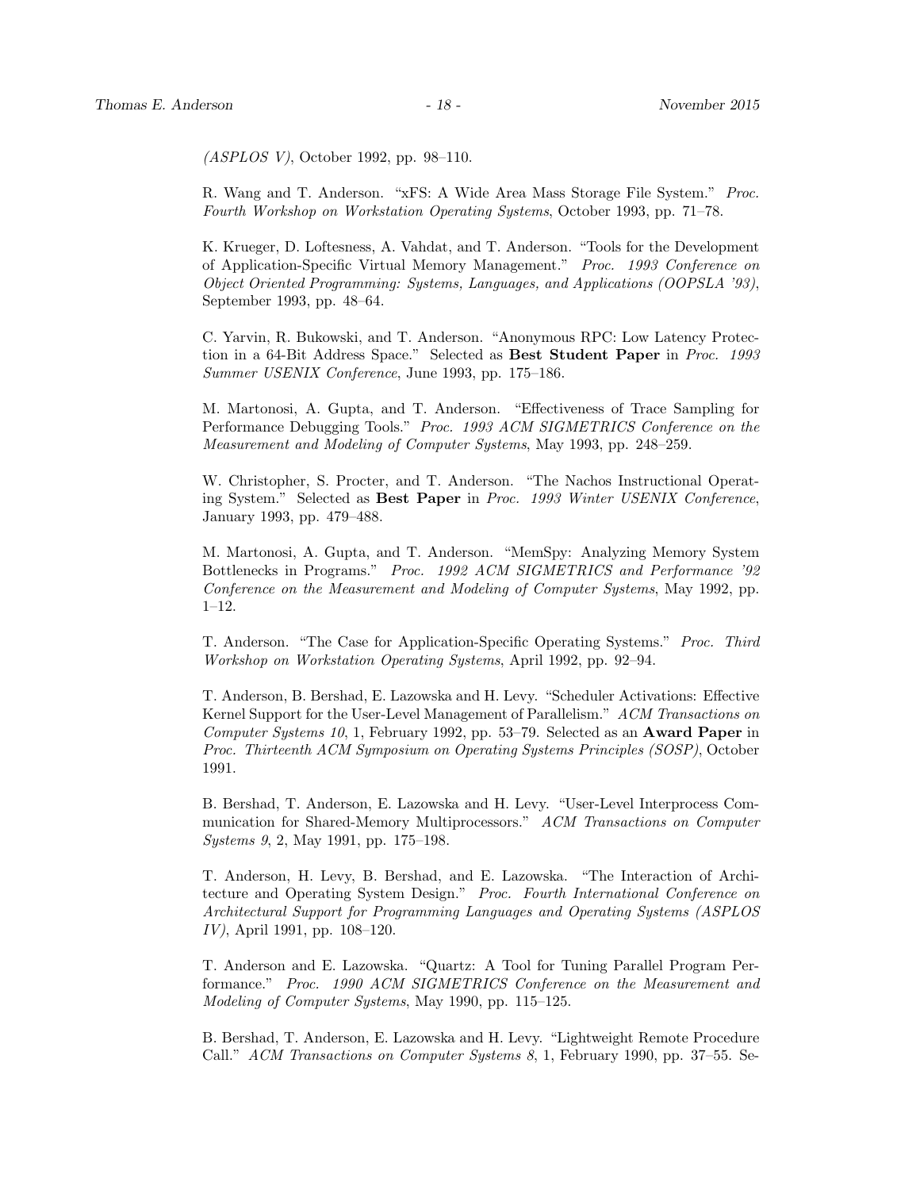*(ASPLOS V)*, October 1992, pp. 98–110.

R. Wang and T. Anderson. "xFS: A Wide Area Mass Storage File System." *Proc. Fourth Workshop on Workstation Operating Systems*, October 1993, pp. 71–78.

K. Krueger, D. Loftesness, A. Vahdat, and T. Anderson. "Tools for the Development of Application-Specific Virtual Memory Management." *Proc. 1993 Conference on Object Oriented Programming: Systems, Languages, and Applications (OOPSLA '93)*, September 1993, pp. 48–64.

C. Yarvin, R. Bukowski, and T. Anderson. "Anonymous RPC: Low Latency Protection in a 64-Bit Address Space." Selected as **Best Student Paper** in *Proc. 1993 Summer USENIX Conference*, June 1993, pp. 175–186.

M. Martonosi, A. Gupta, and T. Anderson. "Effectiveness of Trace Sampling for Performance Debugging Tools." *Proc. 1993 ACM SIGMETRICS Conference on the Measurement and Modeling of Computer Systems*, May 1993, pp. 248–259.

W. Christopher, S. Procter, and T. Anderson. "The Nachos Instructional Operating System." Selected as **Best Paper** in *Proc. 1993 Winter USENIX Conference*, January 1993, pp. 479–488.

M. Martonosi, A. Gupta, and T. Anderson. "MemSpy: Analyzing Memory System Bottlenecks in Programs." *Proc. 1992 ACM SIGMETRICS and Performance '92 Conference on the Measurement and Modeling of Computer Systems*, May 1992, pp. 1–12.

T. Anderson. "The Case for Application-Specific Operating Systems." *Proc. Third Workshop on Workstation Operating Systems*, April 1992, pp. 92–94.

T. Anderson, B. Bershad, E. Lazowska and H. Levy. "Scheduler Activations: Effective Kernel Support for the User-Level Management of Parallelism." *ACM Transactions on Computer Systems 10*, 1, February 1992, pp. 53–79. Selected as an **Award Paper** in *Proc. Thirteenth ACM Symposium on Operating Systems Principles (SOSP)*, October 1991.

B. Bershad, T. Anderson, E. Lazowska and H. Levy. "User-Level Interprocess Communication for Shared-Memory Multiprocessors." *ACM Transactions on Computer Systems 9*, 2, May 1991, pp. 175–198.

T. Anderson, H. Levy, B. Bershad, and E. Lazowska. "The Interaction of Architecture and Operating System Design." *Proc. Fourth International Conference on Architectural Support for Programming Languages and Operating Systems (ASPLOS IV)*, April 1991, pp. 108–120.

T. Anderson and E. Lazowska. "Quartz: A Tool for Tuning Parallel Program Performance." *Proc. 1990 ACM SIGMETRICS Conference on the Measurement and Modeling of Computer Systems*, May 1990, pp. 115–125.

B. Bershad, T. Anderson, E. Lazowska and H. Levy. "Lightweight Remote Procedure Call." *ACM Transactions on Computer Systems 8*, 1, February 1990, pp. 37–55. Se-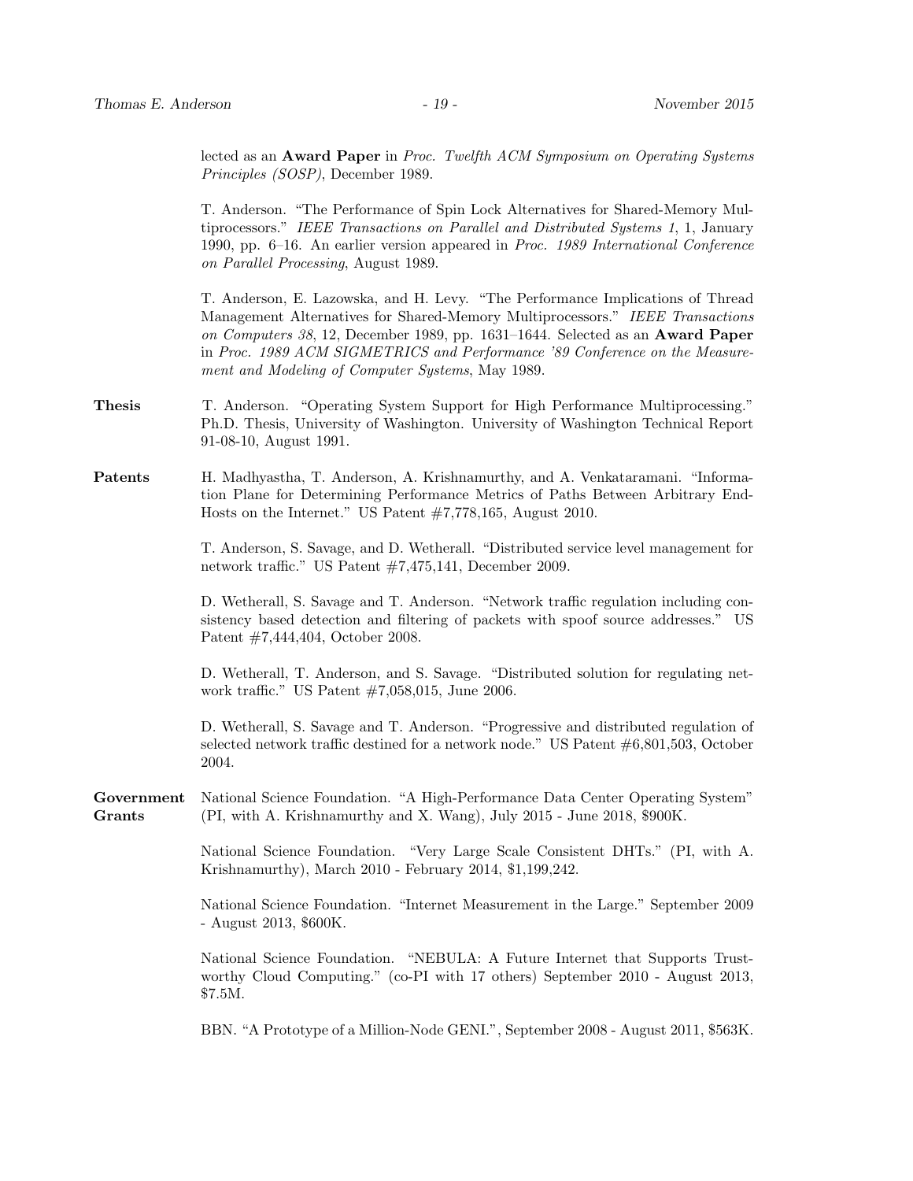lected as an **Award Paper** in *Proc. Twelfth ACM Symposium on Operating Systems Principles (SOSP)*, December 1989.

T. Anderson. "The Performance of Spin Lock Alternatives for Shared-Memory Multiprocessors." *IEEE Transactions on Parallel and Distributed Systems 1*, 1, January 1990, pp. 6–16. An earlier version appeared in *Proc. 1989 International Conference on Parallel Processing*, August 1989.

T. Anderson, E. Lazowska, and H. Levy. "The Performance Implications of Thread Management Alternatives for Shared-Memory Multiprocessors." *IEEE Transactions on Computers 38*, 12, December 1989, pp. 1631–1644. Selected as an **Award Paper** in *Proc. 1989 ACM SIGMETRICS and Performance '89 Conference on the Measurement and Modeling of Computer Systems*, May 1989.

**Thesis**

T. Anderson. "Operating System Support for High Performance Multiprocessing." Ph.D. Thesis, University of Washington. University of Washington Technical Report 91-08-10, August 1991.

**Patents**

H. Madhyastha, T. Anderson, A. Krishnamurthy, and A. Venkataramani. "Information Plane for Determining Performance Metrics of Paths Between Arbitrary End-Hosts on the Internet." US Patent #7,778,165, August 2010.

T. Anderson, S. Savage, and D. Wetherall. "Distributed service level management for network traffic." US Patent #7,475,141, December 2009.

D. Wetherall, S. Savage and T. Anderson. "Network traffic regulation including consistency based detection and filtering of packets with spoof source addresses." US Patent #7,444,404, October 2008.

D. Wetherall, T. Anderson, and S. Savage. "Distributed solution for regulating network traffic." US Patent #7,058,015, June 2006.

D. Wetherall, S. Savage and T. Anderson. "Progressive and distributed regulation of selected network traffic destined for a network node." US Patent #6,801,503, October 2004.

**Government Grants**

National Science Foundation. "A High-Performance Data Center Operating System" (PI, with A. Krishnamurthy and X. Wang), July 2015 - June 2018, $900K.

National Science Foundation. "Very Large Scale Consistent DHTs." (PI, with A. Krishnamurthy), March 2010 - February 2014, $1,199,242.

National Science Foundation. "Internet Measurement in the Large." September 2009 - August 2013, $600K.

National Science Foundation. "NEBULA: A Future Internet that Supports Trustworthy Cloud Computing." (co-PI with 17 others) September 2010 - August 2013, $7.5M.

BBN. "A Prototype of a Million-Node GENI.", September 2008 - August 2011, $563K.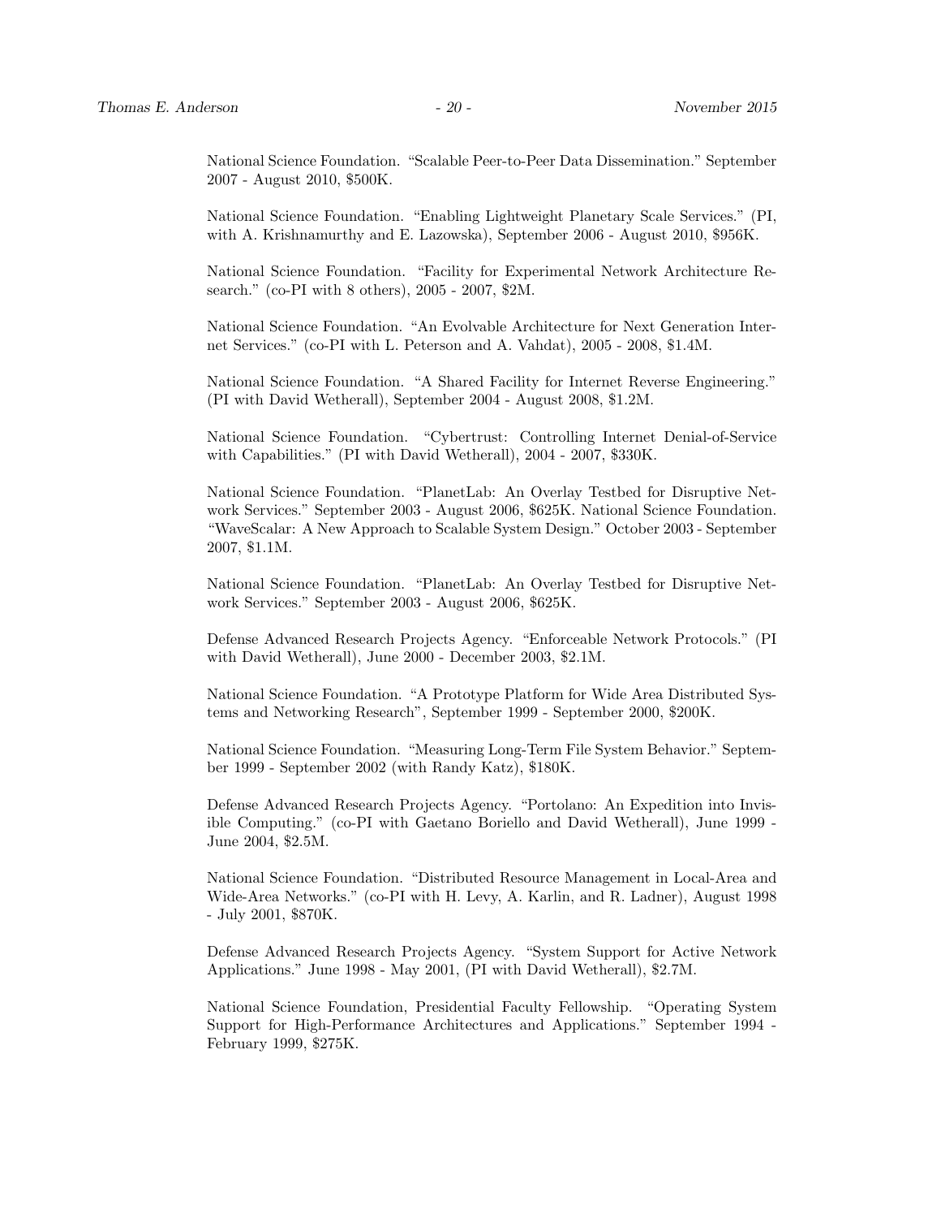National Science Foundation. "Scalable Peer-to-Peer Data Dissemination." September 2007 - August 2010, $500K.

National Science Foundation. "Enabling Lightweight Planetary Scale Services." (PI, with A. Krishnamurthy and E. Lazowska), September 2006 - August 2010, $956K.

National Science Foundation. "Facility for Experimental Network Architecture Research." (co-PI with 8 others), 2005 - 2007, $2M.

National Science Foundation. "An Evolvable Architecture for Next Generation Internet Services." (co-PI with L. Peterson and A. Vahdat), 2005 - 2008, $1.4M.

National Science Foundation. "A Shared Facility for Internet Reverse Engineering." (PI with David Wetherall), September 2004 - August 2008, $1.2M.

National Science Foundation. "Cybertrust: Controlling Internet Denial-of-Service with Capabilities." (PI with David Wetherall), 2004 - 2007, $330K.

National Science Foundation. "PlanetLab: An Overlay Testbed for Disruptive Network Services." September 2003 - August 2006, $625K. National Science Foundation. "WaveScalar: A New Approach to Scalable System Design." October 2003 - September 2007, $1.1M.

National Science Foundation. "PlanetLab: An Overlay Testbed for Disruptive Network Services." September 2003 - August 2006, $625K.

Defense Advanced Research Projects Agency. "Enforceable Network Protocols." (PI with David Wetherall), June 2000 - December 2003, $2.1M.

National Science Foundation. "A Prototype Platform for Wide Area Distributed Systems and Networking Research", September 1999 - September 2000, $200K.

National Science Foundation. "Measuring Long-Term File System Behavior." September 1999 - September 2002 (with Randy Katz), $180K.

Defense Advanced Research Projects Agency. "Portolano: An Expedition into Invisible Computing." (co-PI with Gaetano Boriello and David Wetherall), June 1999 - June 2004, $2.5M.

National Science Foundation. "Distributed Resource Management in Local-Area and Wide-Area Networks." (co-PI with H. Levy, A. Karlin, and R. Ladner), August 1998 - July 2001, $870K.

Defense Advanced Research Projects Agency. "System Support for Active Network Applications." June 1998 - May 2001, (PI with David Wetherall), $2.7M.

National Science Foundation, Presidential Faculty Fellowship. "Operating System Support for High-Performance Architectures and Applications." September 1994 - February 1999, $275K.